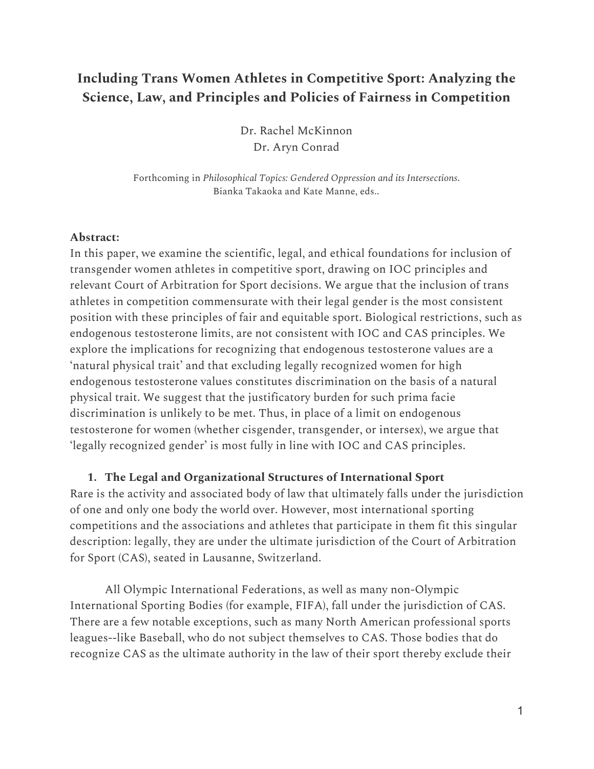# Including Trans Women Athletes in Competitive Sport: Analyzing the Science, Law, and Principles and Policies of Fairness in Competition

Dr. Rachel McKinnon
Dr. Aryn Conrad

Forthcoming in *Philosophical Topics: Gendered Oppression and its Intersections*. Bianka Takaoka and Kate Manne, eds..

**Abstract:**
In this paper, we examine the scientific, legal, and ethical foundations for inclusion of transgender women athletes in competitive sport, drawing on IOC principles and relevant Court of Arbitration for Sport decisions. We argue that the inclusion of trans athletes in competition commensurate with their legal gender is the most consistent position with these principles of fair and equitable sport. Biological restrictions, such as endogenous testosterone limits, are not consistent with IOC and CAS principles. We explore the implications for recognizing that endogenous testosterone values are a 'natural physical trait' and that excluding legally recognized women for high endogenous testosterone values constitutes discrimination on the basis of a natural physical trait. We suggest that the justificatory burden for such prima facie discrimination is unlikely to be met. Thus, in place of a limit on endogenous testosterone for women (whether cisgender, transgender, or intersex), we argue that 'legally recognized gender' is most fully in line with IOC and CAS principles.

## 1. The Legal and Organizational Structures of International Sport

Rare is the activity and associated body of law that ultimately falls under the jurisdiction of one and only one body the world over. However, most international sporting competitions and the associations and athletes that participate in them fit this singular description: legally, they are under the ultimate jurisdiction of the Court of Arbitration for Sport (CAS), seated in Lausanne, Switzerland.

All Olympic International Federations, as well as many non-Olympic International Sporting Bodies (for example, FIFA), fall under the jurisdiction of CAS. There are a few notable exceptions, such as many North American professional sports leagues--like Baseball, who do not subject themselves to CAS. Those bodies that do recognize CAS as the ultimate authority in the law of their sport thereby exclude their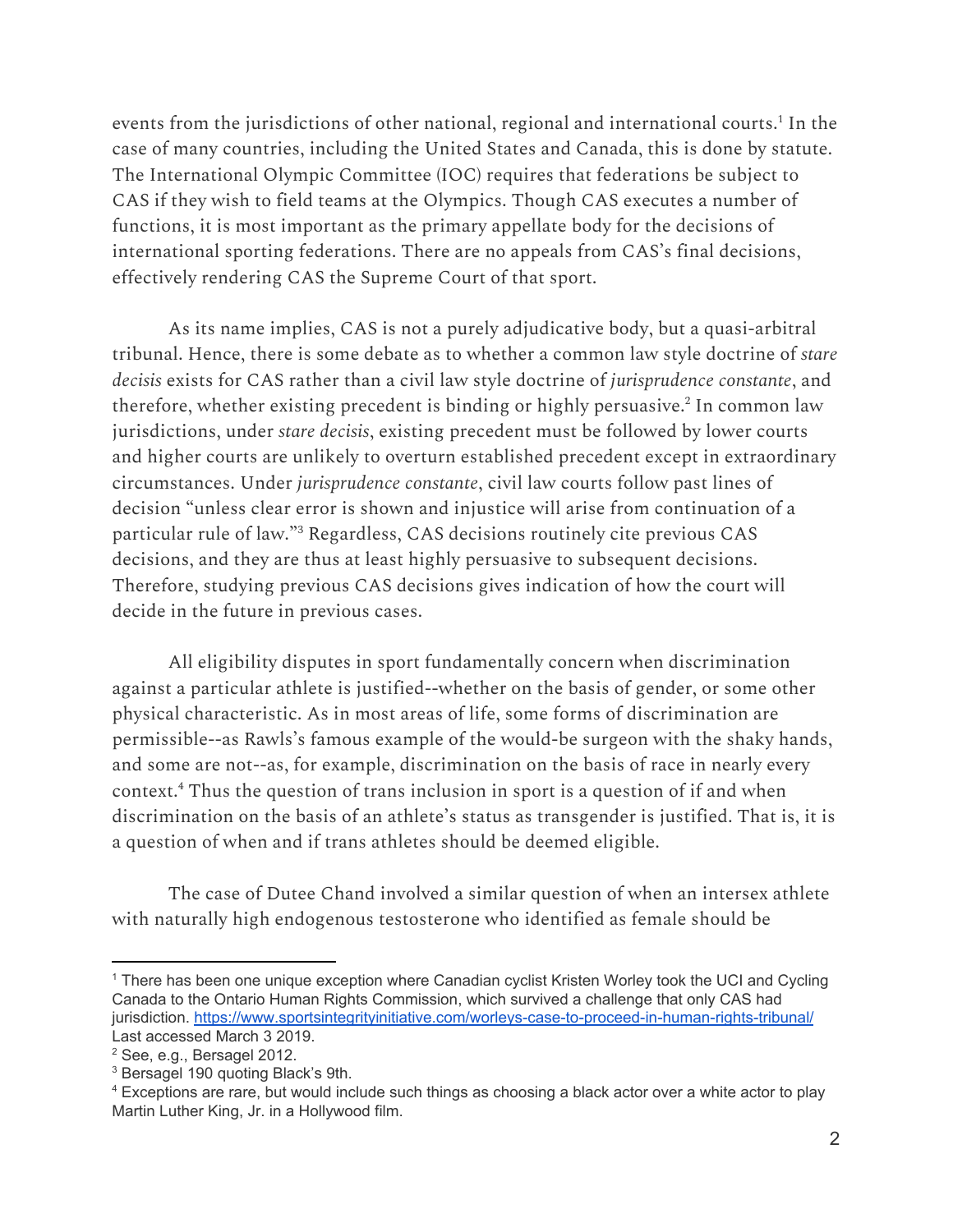events from the jurisdictions of other national, regional and international courts.[1] In the case of many countries, including the United States and Canada, this is done by statute. The International Olympic Committee (IOC) requires that federations be subject to CAS if they wish to field teams at the Olympics. Though CAS executes a number of functions, it is most important as the primary appellate body for the decisions of international sporting federations. There are no appeals from CAS's final decisions, effectively rendering CAS the Supreme Court of that sport.

As its name implies, CAS is not a purely adjudicative body, but a quasi-arbitral tribunal. Hence, there is some debate as to whether a common law style doctrine of *stare decisis* exists for CAS rather than a civil law style doctrine of *jurisprudence constante*, and therefore, whether existing precedent is binding or highly persuasive.[2] In common law jurisdictions, under *stare decisis*, existing precedent must be followed by lower courts and higher courts are unlikely to overturn established precedent except in extraordinary circumstances. Under *jurisprudence constante*, civil law courts follow past lines of decision "unless clear error is shown and injustice will arise from continuation of a particular rule of law."[3] Regardless, CAS decisions routinely cite previous CAS decisions, and they are thus at least highly persuasive to subsequent decisions. Therefore, studying previous CAS decisions gives indication of how the court will decide in the future in previous cases.

All eligibility disputes in sport fundamentally concern when discrimination against a particular athlete is justified--whether on the basis of gender, or some other physical characteristic. As in most areas of life, some forms of discrimination are permissible--as Rawls's famous example of the would-be surgeon with the shaky hands, and some are not--as, for example, discrimination on the basis of race in nearly every context.[4] Thus the question of trans inclusion in sport is a question of if and when discrimination on the basis of an athlete's status as transgender is justified. That is, it is a question of when and if trans athletes should be deemed eligible.

The case of Dutee Chand involved a similar question of when an intersex athlete with naturally high endogenous testosterone who identified as female should be

---

[1] There has been one unique exception where Canadian cyclist Kristen Worley took the UCI and Cycling Canada to the Ontario Human Rights Commission, which survived a challenge that only CAS had jurisdiction. https://www.sportsintegrityinitiative.com/worleys-case-to-proceed-in-human-rights-tribunal/ Last accessed March 3 2019.

[2] See, e.g., Bersagel 2012.

[3] Bersagel 190 quoting Black's 9th.

[4] Exceptions are rare, but would include such things as choosing a black actor over a white actor to play Martin Luther King, Jr. in a Hollywood film.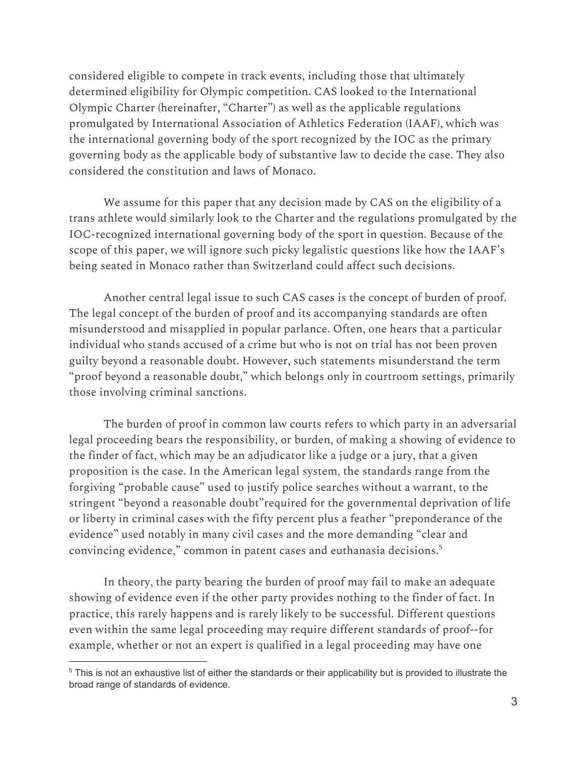considered eligible to compete in track events, including those that ultimately determined eligibility for Olympic competition. CAS looked to the International Olympic Charter (hereinafter, "Charter") as well as the applicable regulations promulgated by International Association of Athletics Federation (IAAF), which was the international governing body of the sport recognized by the IOC as the primary governing body as the applicable body of substantive law to decide the case. They also considered the constitution and laws of Monaco.

We assume for this paper that any decision made by CAS on the eligibility of a trans athlete would similarly look to the Charter and the regulations promulgated by the IOC-recognized international governing body of the sport in question. Because of the scope of this paper, we will ignore such picky legalistic questions like how the IAAF's being seated in Monaco rather than Switzerland could affect such decisions.

Another central legal issue to such CAS cases is the concept of burden of proof. The legal concept of the burden of proof and its accompanying standards are often misunderstood and misapplied in popular parlance. Often, one hears that a particular individual who stands accused of a crime but who is not on trial has not been proven guilty beyond a reasonable doubt. However, such statements misunderstand the term "proof beyond a reasonable doubt," which belongs only in courtroom settings, primarily those involving criminal sanctions.

The burden of proof in common law courts refers to which party in an adversarial legal proceeding bears the responsibility, or burden, of making a showing of evidence to the finder of fact, which may be an adjudicator like a judge or a jury, that a given proposition is the case. In the American legal system, the standards range from the forgiving "probable cause" used to justify police searches without a warrant, to the stringent "beyond a reasonable doubt"required for the governmental deprivation of life or liberty in criminal cases with the fifty percent plus a feather "preponderance of the evidence" used notably in many civil cases and the more demanding "clear and convincing evidence," common in patent cases and euthanasia decisions.[5]

In theory, the party bearing the burden of proof may fail to make an adequate showing of evidence even if the other party provides nothing to the finder of fact. In practice, this rarely happens and is rarely likely to be successful. Different questions even within the same legal proceeding may require different standards of proof--for example, whether or not an expert is qualified in a legal proceeding may have one

[5] This is not an exhaustive list of either the standards or their applicability but is provided to illustrate the broad range of standards of evidence.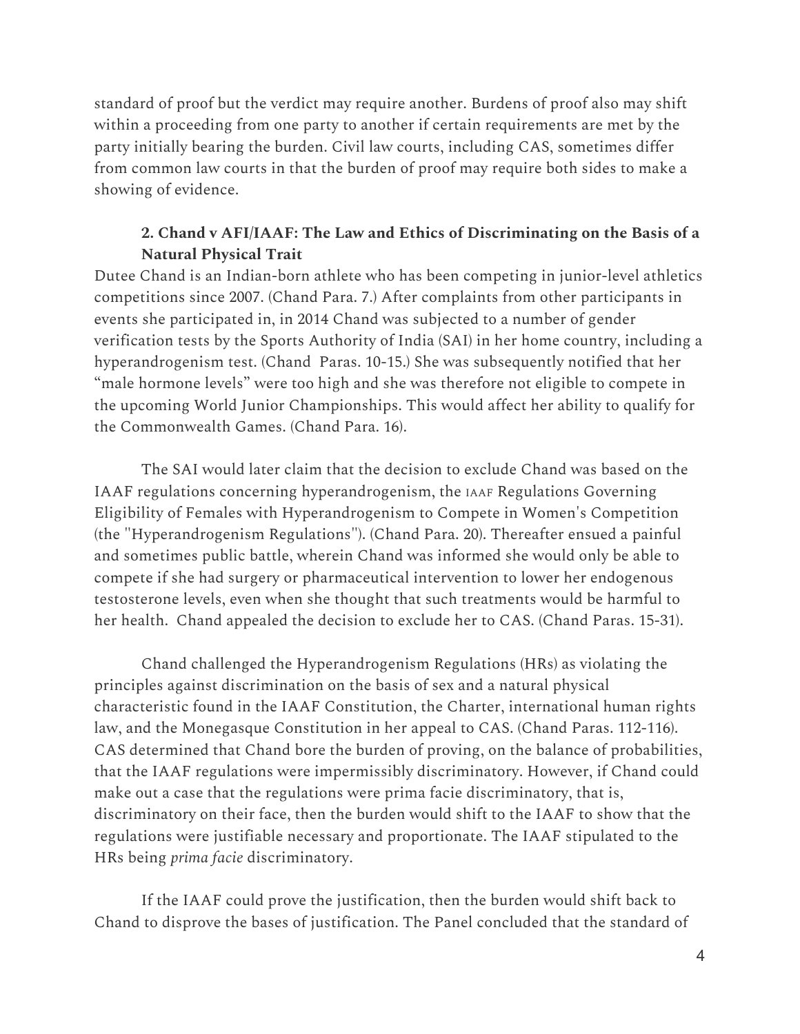standard of proof but the verdict may require another. Burdens of proof also may shift within a proceeding from one party to another if certain requirements are met by the party initially bearing the burden. Civil law courts, including CAS, sometimes differ from common law courts in that the burden of proof may require both sides to make a showing of evidence.

### 2. Chand v AFI/IAAF: The Law and Ethics of Discriminating on the Basis of a Natural Physical Trait

Dutee Chand is an Indian-born athlete who has been competing in junior-level athletics competitions since 2007. (Chand Para. 7.) After complaints from other participants in events she participated in, in 2014 Chand was subjected to a number of gender verification tests by the Sports Authority of India (SAI) in her home country, including a hyperandrogenism test. (Chand Paras. 10-15.) She was subsequently notified that her "male hormone levels" were too high and she was therefore not eligible to compete in the upcoming World Junior Championships. This would affect her ability to qualify for the Commonwealth Games. (Chand Para. 16).

The SAI would later claim that the decision to exclude Chand was based on the IAAF regulations concerning hyperandrogenism, the IAAF Regulations Governing Eligibility of Females with Hyperandrogenism to Compete in Women's Competition (the "Hyperandrogenism Regulations"). (Chand Para. 20). Thereafter ensued a painful and sometimes public battle, wherein Chand was informed she would only be able to compete if she had surgery or pharmaceutical intervention to lower her endogenous testosterone levels, even when she thought that such treatments would be harmful to her health. Chand appealed the decision to exclude her to CAS. (Chand Paras. 15-31).

Chand challenged the Hyperandrogenism Regulations (HRs) as violating the principles against discrimination on the basis of sex and a natural physical characteristic found in the IAAF Constitution, the Charter, international human rights law, and the Monegasque Constitution in her appeal to CAS. (Chand Paras. 112-116). CAS determined that Chand bore the burden of proving, on the balance of probabilities, that the IAAF regulations were impermissibly discriminatory. However, if Chand could make out a case that the regulations were prima facie discriminatory, that is, discriminatory on their face, then the burden would shift to the IAAF to show that the regulations were justifiable necessary and proportionate. The IAAF stipulated to the HRs being *prima facie* discriminatory.

If the IAAF could prove the justification, then the burden would shift back to Chand to disprove the bases of justification. The Panel concluded that the standard of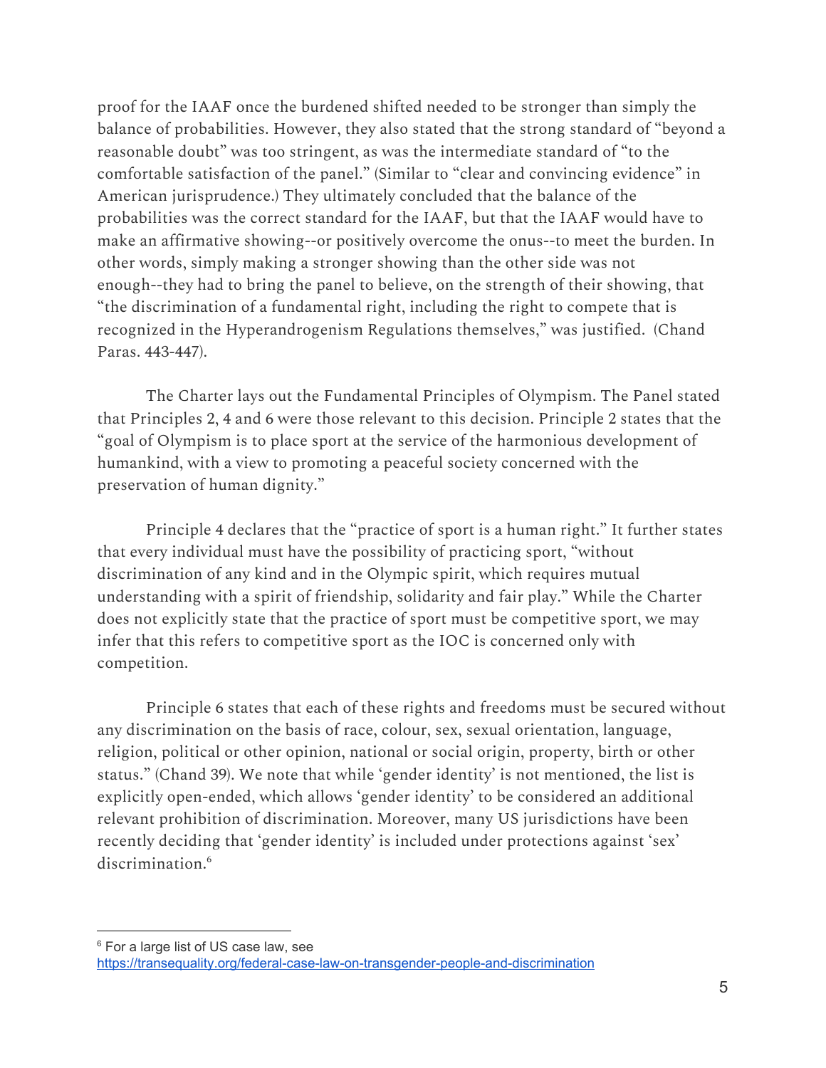proof for the IAAF once the burdened shifted needed to be stronger than simply the balance of probabilities. However, they also stated that the strong standard of "beyond a reasonable doubt" was too stringent, as was the intermediate standard of "to the comfortable satisfaction of the panel." (Similar to "clear and convincing evidence" in American jurisprudence.) They ultimately concluded that the balance of the probabilities was the correct standard for the IAAF, but that the IAAF would have to make an affirmative showing--or positively overcome the onus--to meet the burden. In other words, simply making a stronger showing than the other side was not enough--they had to bring the panel to believe, on the strength of their showing, that "the discrimination of a fundamental right, including the right to compete that is recognized in the Hyperandrogenism Regulations themselves," was justified. (Chand Paras. 443-447).

The Charter lays out the Fundamental Principles of Olympism. The Panel stated that Principles 2, 4 and 6 were those relevant to this decision. Principle 2 states that the "goal of Olympism is to place sport at the service of the harmonious development of humankind, with a view to promoting a peaceful society concerned with the preservation of human dignity."

Principle 4 declares that the "practice of sport is a human right." It further states that every individual must have the possibility of practicing sport, "without discrimination of any kind and in the Olympic spirit, which requires mutual understanding with a spirit of friendship, solidarity and fair play." While the Charter does not explicitly state that the practice of sport must be competitive sport, we may infer that this refers to competitive sport as the IOC is concerned only with competition.

Principle 6 states that each of these rights and freedoms must be secured without any discrimination on the basis of race, colour, sex, sexual orientation, language, religion, political or other opinion, national or social origin, property, birth or other status." (Chand 39). We note that while 'gender identity' is not mentioned, the list is explicitly open-ended, which allows 'gender identity' to be considered an additional relevant prohibition of discrimination. Moreover, many US jurisdictions have been recently deciding that 'gender identity' is included under protections against 'sex' discrimination.[6]

---

[6] For a large list of US case law, see https://transequality.org/federal-case-law-on-transgender-people-and-discrimination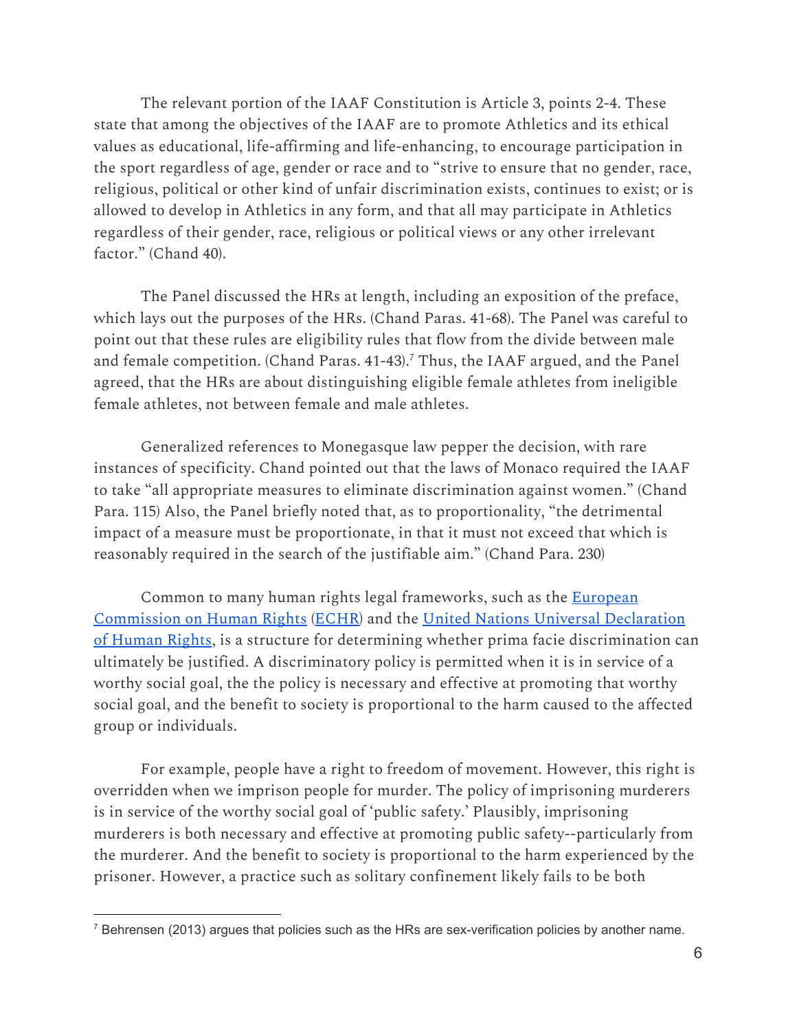The relevant portion of the IAAF Constitution is Article 3, points 2-4. These state that among the objectives of the IAAF are to promote Athletics and its ethical values as educational, life-affirming and life-enhancing, to encourage participation in the sport regardless of age, gender or race and to "strive to ensure that no gender, race, religious, political or other kind of unfair discrimination exists, continues to exist; or is allowed to develop in Athletics in any form, and that all may participate in Athletics regardless of their gender, race, religious or political views or any other irrelevant factor." (Chand 40).

The Panel discussed the HRs at length, including an exposition of the preface, which lays out the purposes of the HRs. (Chand Paras. 41-68). The Panel was careful to point out that these rules are eligibility rules that flow from the divide between male and female competition. (Chand Paras. 41-43).[7] Thus, the IAAF argued, and the Panel agreed, that the HRs are about distinguishing eligible female athletes from ineligible female athletes, not between female and male athletes.

Generalized references to Monegasque law pepper the decision, with rare instances of specificity. Chand pointed out that the laws of Monaco required the IAAF to take "all appropriate measures to eliminate discrimination against women." (Chand Para. 115) Also, the Panel briefly noted that, as to proportionality, "the detrimental impact of a measure must be proportionate, in that it must not exceed that which is reasonably required in the search of the justifiable aim." (Chand Para. 230)

Common to many human rights legal frameworks, such as the European Commission on Human Rights (ECHR) and the United Nations Universal Declaration of Human Rights, is a structure for determining whether prima facie discrimination can ultimately be justified. A discriminatory policy is permitted when it is in service of a worthy social goal, the the policy is necessary and effective at promoting that worthy social goal, and the benefit to society is proportional to the harm caused to the affected group or individuals.

For example, people have a right to freedom of movement. However, this right is overridden when we imprison people for murder. The policy of imprisoning murderers is in service of the worthy social goal of 'public safety.' Plausibly, imprisoning murderers is both necessary and effective at promoting public safety--particularly from the murderer. And the benefit to society is proportional to the harm experienced by the prisoner. However, a practice such as solitary confinement likely fails to be both

[7] Behrensen (2013) argues that policies such as the HRs are sex-verification policies by another name.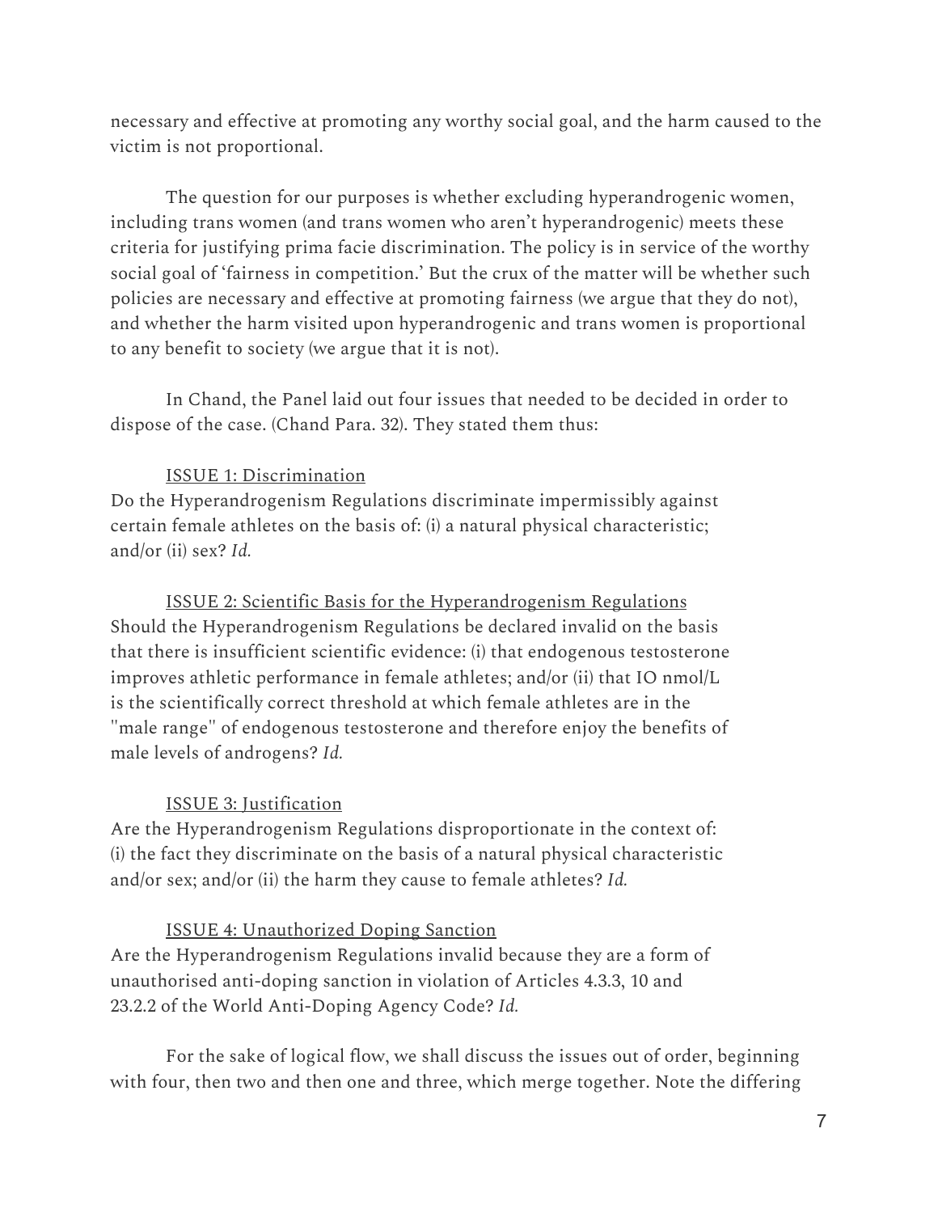necessary and effective at promoting any worthy social goal, and the harm caused to the victim is not proportional.

The question for our purposes is whether excluding hyperandrogenic women, including trans women (and trans women who aren't hyperandrogenic) meets these criteria for justifying prima facie discrimination. The policy is in service of the worthy social goal of 'fairness in competition.' But the crux of the matter will be whether such policies are necessary and effective at promoting fairness (we argue that they do not), and whether the harm visited upon hyperandrogenic and trans women is proportional to any benefit to society (we argue that it is not).

In Chand, the Panel laid out four issues that needed to be decided in order to dispose of the case. (Chand Para. 32). They stated them thus:

<u>ISSUE 1: Discrimination</u>

Do the Hyperandrogenism Regulations discriminate impermissibly against certain female athletes on the basis of: (i) a natural physical characteristic; and/or (ii) sex? *Id.*

<u>ISSUE 2: Scientific Basis for the Hyperandrogenism Regulations</u>

Should the Hyperandrogenism Regulations be declared invalid on the basis that there is insufficient scientific evidence: (i) that endogenous testosterone improves athletic performance in female athletes; and/or (ii) that IO nmol/L is the scientifically correct threshold at which female athletes are in the "male range" of endogenous testosterone and therefore enjoy the benefits of male levels of androgens? *Id.*

<u>ISSUE 3: Justification</u>

Are the Hyperandrogenism Regulations disproportionate in the context of: (i) the fact they discriminate on the basis of a natural physical characteristic and/or sex; and/or (ii) the harm they cause to female athletes? *Id.*

<u>ISSUE 4: Unauthorized Doping Sanction</u>

Are the Hyperandrogenism Regulations invalid because they are a form of unauthorised anti-doping sanction in violation of Articles 4.3.3, 10 and 23.2.2 of the World Anti-Doping Agency Code? *Id.*

For the sake of logical flow, we shall discuss the issues out of order, beginning with four, then two and then one and three, which merge together. Note the differing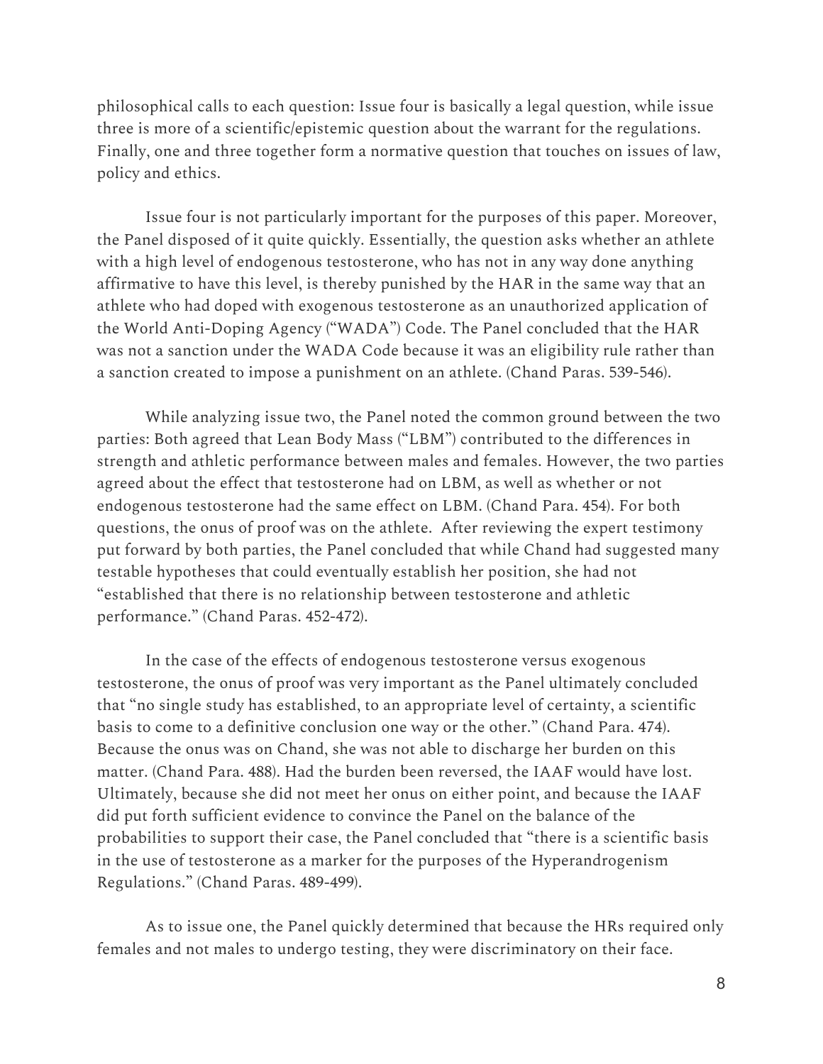philosophical calls to each question: Issue four is basically a legal question, while issue three is more of a scientific/epistemic question about the warrant for the regulations. Finally, one and three together form a normative question that touches on issues of law, policy and ethics.

Issue four is not particularly important for the purposes of this paper. Moreover, the Panel disposed of it quite quickly. Essentially, the question asks whether an athlete with a high level of endogenous testosterone, who has not in any way done anything affirmative to have this level, is thereby punished by the HAR in the same way that an athlete who had doped with exogenous testosterone as an unauthorized application of the World Anti-Doping Agency ("WADA") Code. The Panel concluded that the HAR was not a sanction under the WADA Code because it was an eligibility rule rather than a sanction created to impose a punishment on an athlete. (Chand Paras. 539-546).

While analyzing issue two, the Panel noted the common ground between the two parties: Both agreed that Lean Body Mass ("LBM") contributed to the differences in strength and athletic performance between males and females. However, the two parties agreed about the effect that testosterone had on LBM, as well as whether or not endogenous testosterone had the same effect on LBM. (Chand Para. 454). For both questions, the onus of proof was on the athlete. After reviewing the expert testimony put forward by both parties, the Panel concluded that while Chand had suggested many testable hypotheses that could eventually establish her position, she had not "established that there is no relationship between testosterone and athletic performance." (Chand Paras. 452-472).

In the case of the effects of endogenous testosterone versus exogenous testosterone, the onus of proof was very important as the Panel ultimately concluded that "no single study has established, to an appropriate level of certainty, a scientific basis to come to a definitive conclusion one way or the other." (Chand Para. 474). Because the onus was on Chand, she was not able to discharge her burden on this matter. (Chand Para. 488). Had the burden been reversed, the IAAF would have lost. Ultimately, because she did not meet her onus on either point, and because the IAAF did put forth sufficient evidence to convince the Panel on the balance of the probabilities to support their case, the Panel concluded that "there is a scientific basis in the use of testosterone as a marker for the purposes of the Hyperandrogenism Regulations." (Chand Paras. 489-499).

As to issue one, the Panel quickly determined that because the HRs required only females and not males to undergo testing, they were discriminatory on their face.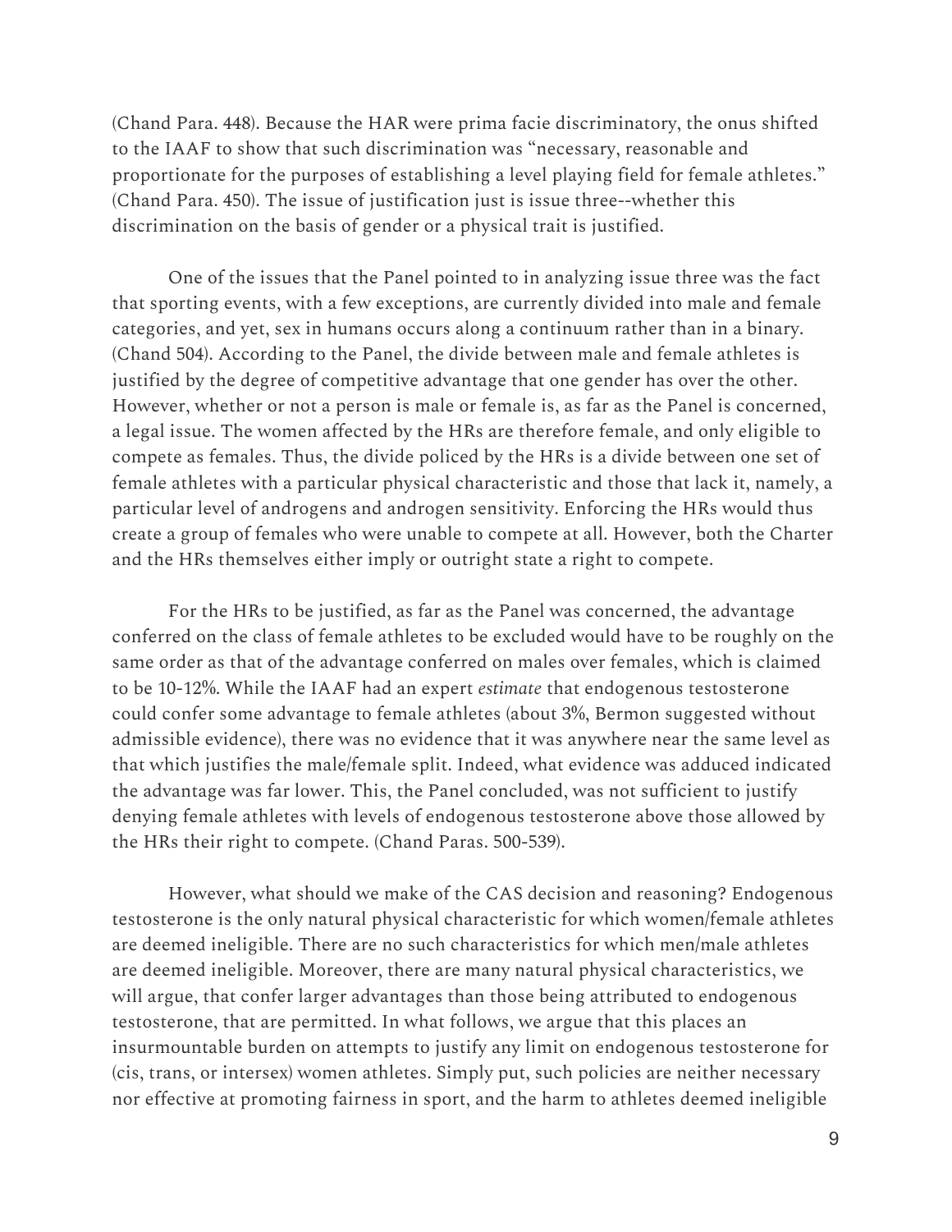(Chand Para. 448). Because the HAR were prima facie discriminatory, the onus shifted to the IAAF to show that such discrimination was "necessary, reasonable and proportionate for the purposes of establishing a level playing field for female athletes." (Chand Para. 450). The issue of justification just is issue three--whether this discrimination on the basis of gender or a physical trait is justified.

One of the issues that the Panel pointed to in analyzing issue three was the fact that sporting events, with a few exceptions, are currently divided into male and female categories, and yet, sex in humans occurs along a continuum rather than in a binary. (Chand 504). According to the Panel, the divide between male and female athletes is justified by the degree of competitive advantage that one gender has over the other. However, whether or not a person is male or female is, as far as the Panel is concerned, a legal issue. The women affected by the HRs are therefore female, and only eligible to compete as females. Thus, the divide policed by the HRs is a divide between one set of female athletes with a particular physical characteristic and those that lack it, namely, a particular level of androgens and androgen sensitivity. Enforcing the HRs would thus create a group of females who were unable to compete at all. However, both the Charter and the HRs themselves either imply or outright state a right to compete.

For the HRs to be justified, as far as the Panel was concerned, the advantage conferred on the class of female athletes to be excluded would have to be roughly on the same order as that of the advantage conferred on males over females, which is claimed to be 10-12%. While the IAAF had an expert *estimate* that endogenous testosterone could confer some advantage to female athletes (about 3%, Bermon suggested without admissible evidence), there was no evidence that it was anywhere near the same level as that which justifies the male/female split. Indeed, what evidence was adduced indicated the advantage was far lower. This, the Panel concluded, was not sufficient to justify denying female athletes with levels of endogenous testosterone above those allowed by the HRs their right to compete. (Chand Paras. 500-539).

However, what should we make of the CAS decision and reasoning? Endogenous testosterone is the only natural physical characteristic for which women/female athletes are deemed ineligible. There are no such characteristics for which men/male athletes are deemed ineligible. Moreover, there are many natural physical characteristics, we will argue, that confer larger advantages than those being attributed to endogenous testosterone, that are permitted. In what follows, we argue that this places an insurmountable burden on attempts to justify any limit on endogenous testosterone for (cis, trans, or intersex) women athletes. Simply put, such policies are neither necessary nor effective at promoting fairness in sport, and the harm to athletes deemed ineligible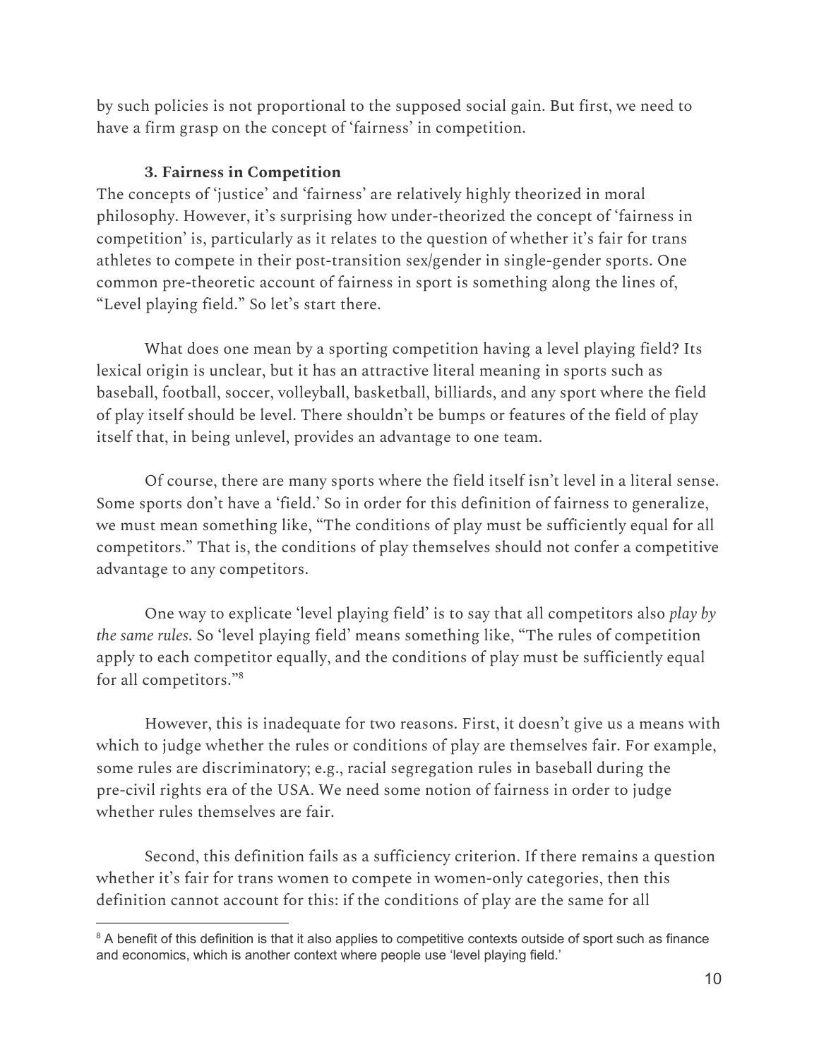by such policies is not proportional to the supposed social gain. But first, we need to have a firm grasp on the concept of 'fairness' in competition.

## 3. Fairness in Competition

The concepts of 'justice' and 'fairness' are relatively highly theorized in moral philosophy. However, it's surprising how under-theorized the concept of 'fairness in competition' is, particularly as it relates to the question of whether it's fair for trans athletes to compete in their post-transition sex/gender in single-gender sports. One common pre-theoretic account of fairness in sport is something along the lines of, "Level playing field." So let's start there.

What does one mean by a sporting competition having a level playing field? Its lexical origin is unclear, but it has an attractive literal meaning in sports such as baseball, football, soccer, volleyball, basketball, billiards, and any sport where the field of play itself should be level. There shouldn't be bumps or features of the field of play itself that, in being unlevel, provides an advantage to one team.

Of course, there are many sports where the field itself isn't level in a literal sense. Some sports don't have a 'field.' So in order for this definition of fairness to generalize, we must mean something like, "The conditions of play must be sufficiently equal for all competitors." That is, the conditions of play themselves should not confer a competitive advantage to any competitors.

One way to explicate 'level playing field' is to say that all competitors also *play by the same rules*. So 'level playing field' means something like, "The rules of competition apply to each competitor equally, and the conditions of play must be sufficiently equal for all competitors."[8]

However, this is inadequate for two reasons. First, it doesn't give us a means with which to judge whether the rules or conditions of play are themselves fair. For example, some rules are discriminatory; e.g., racial segregation rules in baseball during the pre-civil rights era of the USA. We need some notion of fairness in order to judge whether rules themselves are fair.

Second, this definition fails as a sufficiency criterion. If there remains a question whether it's fair for trans women to compete in women-only categories, then this definition cannot account for this: if the conditions of play are the same for all

---

[8] A benefit of this definition is that it also applies to competitive contexts outside of sport such as finance and economics, which is another context where people use 'level playing field.'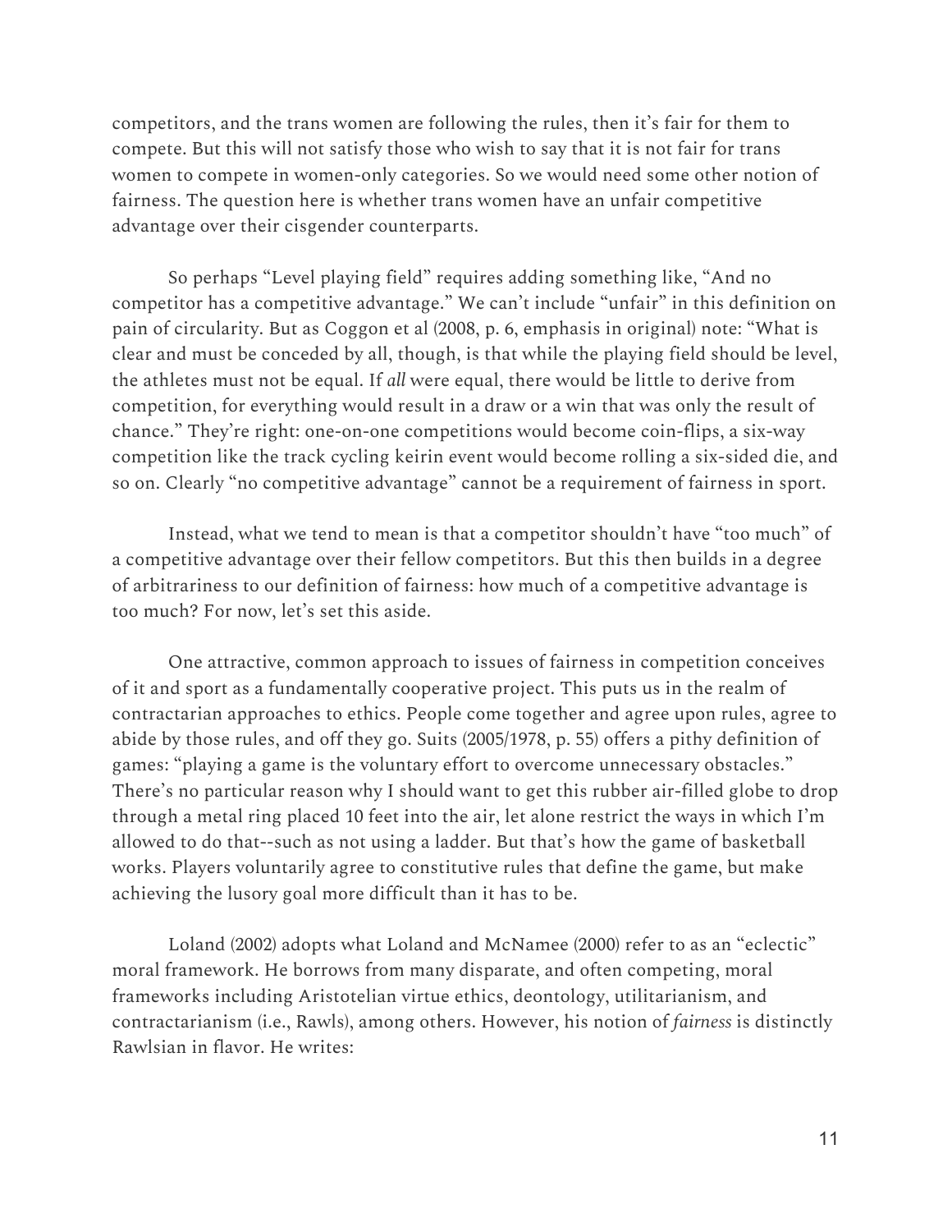competitors, and the trans women are following the rules, then it's fair for them to compete. But this will not satisfy those who wish to say that it is not fair for trans women to compete in women-only categories. So we would need some other notion of fairness. The question here is whether trans women have an unfair competitive advantage over their cisgender counterparts.

So perhaps "Level playing field" requires adding something like, "And no competitor has a competitive advantage." We can't include "unfair" in this definition on pain of circularity. But as Coggon et al (2008, p. 6, emphasis in original) note: "What is clear and must be conceded by all, though, is that while the playing field should be level, the athletes must not be equal. If *all* were equal, there would be little to derive from competition, for everything would result in a draw or a win that was only the result of chance." They're right: one-on-one competitions would become coin-flips, a six-way competition like the track cycling keirin event would become rolling a six-sided die, and so on. Clearly "no competitive advantage" cannot be a requirement of fairness in sport.

Instead, what we tend to mean is that a competitor shouldn't have "too much" of a competitive advantage over their fellow competitors. But this then builds in a degree of arbitrariness to our definition of fairness: how much of a competitive advantage is too much? For now, let's set this aside.

One attractive, common approach to issues of fairness in competition conceives of it and sport as a fundamentally cooperative project. This puts us in the realm of contractarian approaches to ethics. People come together and agree upon rules, agree to abide by those rules, and off they go. Suits (2005/1978, p. 55) offers a pithy definition of games: "playing a game is the voluntary effort to overcome unnecessary obstacles." There's no particular reason why I should want to get this rubber air-filled globe to drop through a metal ring placed 10 feet into the air, let alone restrict the ways in which I'm allowed to do that--such as not using a ladder. But that's how the game of basketball works. Players voluntarily agree to constitutive rules that define the game, but make achieving the lusory goal more difficult than it has to be.

Loland (2002) adopts what Loland and McNamee (2000) refer to as an "eclectic" moral framework. He borrows from many disparate, and often competing, moral frameworks including Aristotelian virtue ethics, deontology, utilitarianism, and contractarianism (i.e., Rawls), among others. However, his notion of *fairness* is distinctly Rawlsian in flavor. He writes: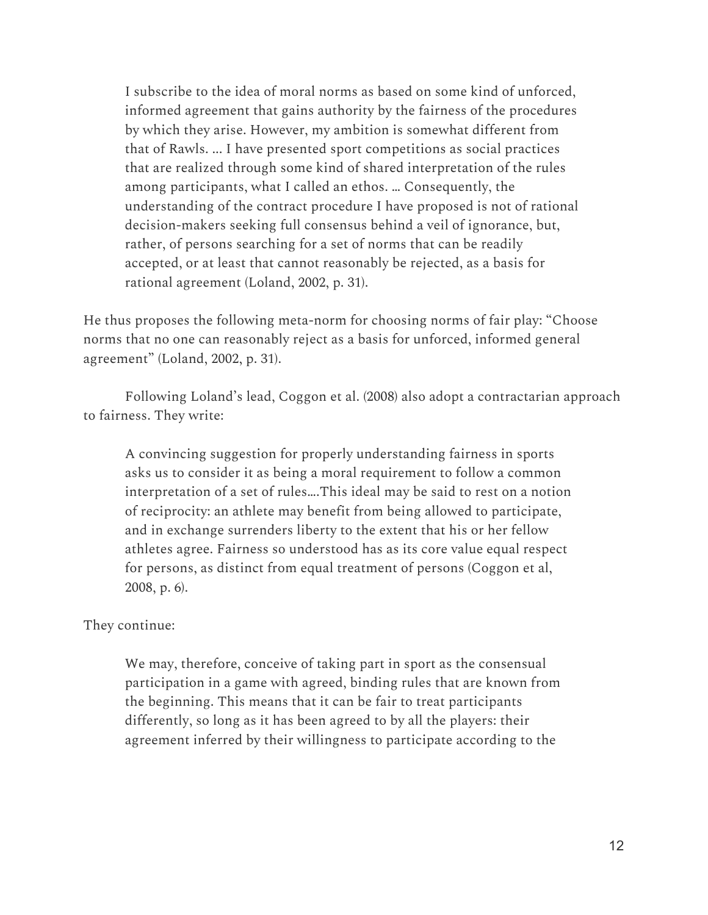> I subscribe to the idea of moral norms as based on some kind of unforced, informed agreement that gains authority by the fairness of the procedures by which they arise. However, my ambition is somewhat different from that of Rawls. … I have presented sport competitions as social practices that are realized through some kind of shared interpretation of the rules among participants, what I called an ethos. … Consequently, the understanding of the contract procedure I have proposed is not of rational decision-makers seeking full consensus behind a veil of ignorance, but, rather, of persons searching for a set of norms that can be readily accepted, or at least that cannot reasonably be rejected, as a basis for rational agreement (Loland, 2002, p. 31).

He thus proposes the following meta-norm for choosing norms of fair play: "Choose norms that no one can reasonably reject as a basis for unforced, informed general agreement" (Loland, 2002, p. 31).

Following Loland's lead, Coggon et al. (2008) also adopt a contractarian approach to fairness. They write:

> A convincing suggestion for properly understanding fairness in sports asks us to consider it as being a moral requirement to follow a common interpretation of a set of rules….This ideal may be said to rest on a notion of reciprocity: an athlete may benefit from being allowed to participate, and in exchange surrenders liberty to the extent that his or her fellow athletes agree. Fairness so understood has as its core value equal respect for persons, as distinct from equal treatment of persons (Coggon et al, 2008, p. 6).

They continue:

> We may, therefore, conceive of taking part in sport as the consensual participation in a game with agreed, binding rules that are known from the beginning. This means that it can be fair to treat participants differently, so long as it has been agreed to by all the players: their agreement inferred by their willingness to participate according to the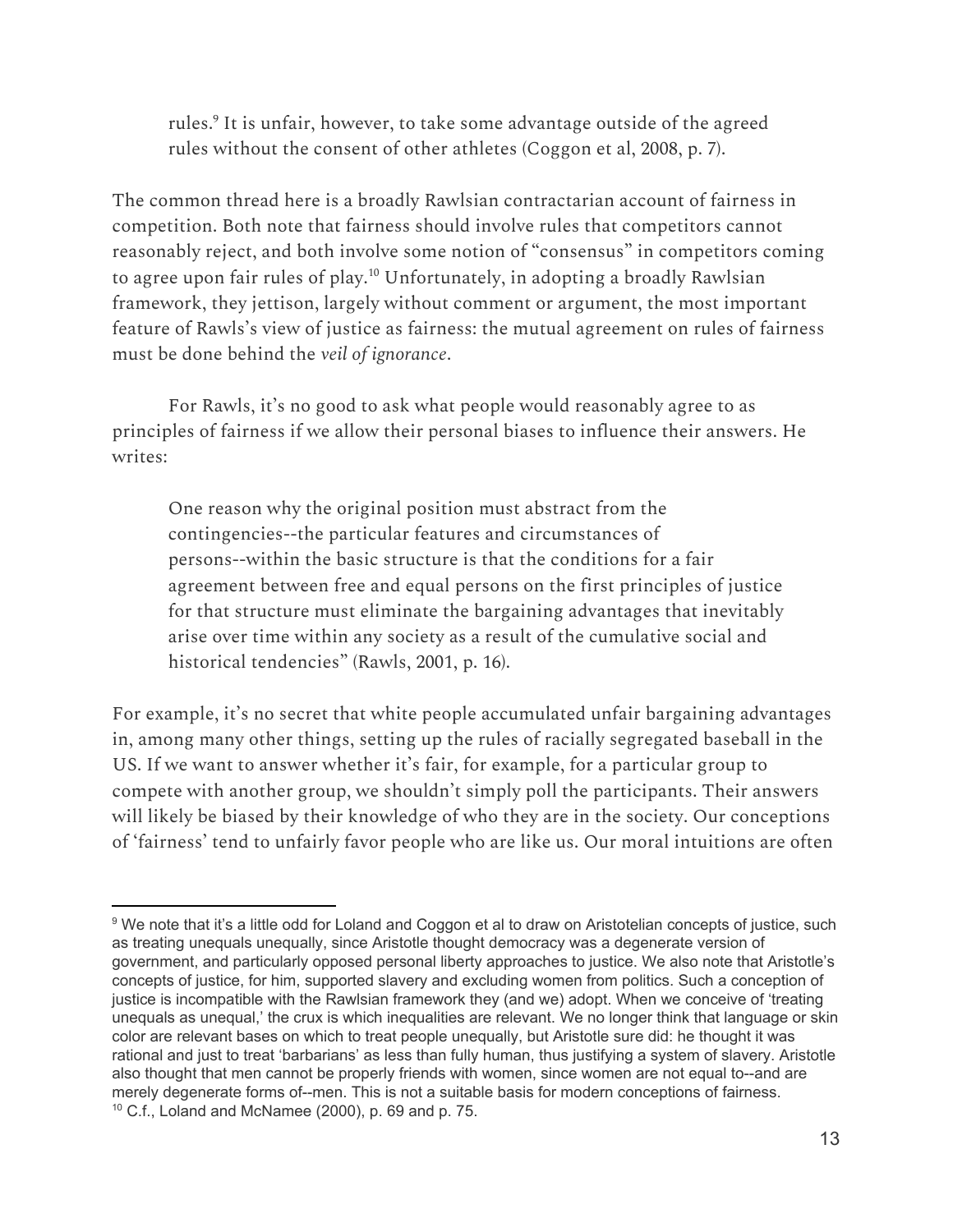> rules.[9] It is unfair, however, to take some advantage outside of the agreed rules without the consent of other athletes (Coggon et al, 2008, p. 7).

The common thread here is a broadly Rawlsian contractarian account of fairness in competition. Both note that fairness should involve rules that competitors cannot reasonably reject, and both involve some notion of "consensus" in competitors coming to agree upon fair rules of play.[10] Unfortunately, in adopting a broadly Rawlsian framework, they jettison, largely without comment or argument, the most important feature of Rawls's view of justice as fairness: the mutual agreement on rules of fairness must be done behind the *veil of ignorance*.

For Rawls, it's no good to ask what people would reasonably agree to as principles of fairness if we allow their personal biases to influence their answers. He writes:

> One reason why the original position must abstract from the contingencies--the particular features and circumstances of persons--within the basic structure is that the conditions for a fair agreement between free and equal persons on the first principles of justice for that structure must eliminate the bargaining advantages that inevitably arise over time within any society as a result of the cumulative social and historical tendencies" (Rawls, 2001, p. 16).

For example, it's no secret that white people accumulated unfair bargaining advantages in, among many other things, setting up the rules of racially segregated baseball in the US. If we want to answer whether it's fair, for example, for a particular group to compete with another group, we shouldn't simply poll the participants. Their answers will likely be biased by their knowledge of who they are in the society. Our conceptions of 'fairness' tend to unfairly favor people who are like us. Our moral intuitions are often

---

[9] We note that it's a little odd for Loland and Coggon et al to draw on Aristotelian concepts of justice, such as treating unequals unequally, since Aristotle thought democracy was a degenerate version of government, and particularly opposed personal liberty approaches to justice. We also note that Aristotle's concepts of justice, for him, supported slavery and excluding women from politics. Such a conception of justice is incompatible with the Rawlsian framework they (and we) adopt. When we conceive of 'treating unequals as unequal,' the crux is which inequalities are relevant. We no longer think that language or skin color are relevant bases on which to treat people unequally, but Aristotle sure did: he thought it was rational and just to treat 'barbarians' as less than fully human, thus justifying a system of slavery. Aristotle also thought that men cannot be properly friends with women, since women are not equal to--and are merely degenerate forms of--men. This is not a suitable basis for modern conceptions of fairness.

[10] C.f., Loland and McNamee (2000), p. 69 and p. 75.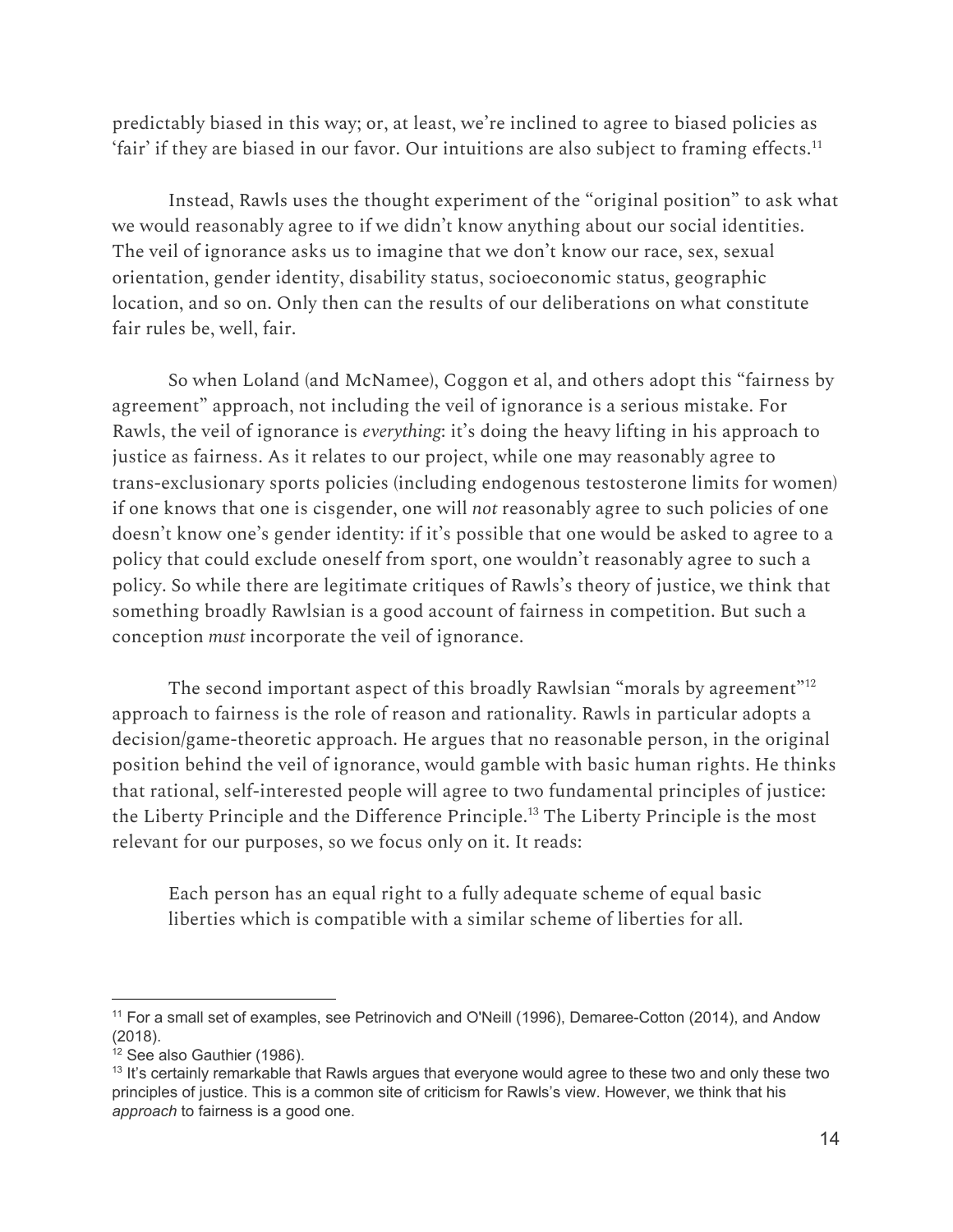predictably biased in this way; or, at least, we're inclined to agree to biased policies as 'fair' if they are biased in our favor. Our intuitions are also subject to framing effects.[11]

Instead, Rawls uses the thought experiment of the "original position" to ask what we would reasonably agree to if we didn't know anything about our social identities. The veil of ignorance asks us to imagine that we don't know our race, sex, sexual orientation, gender identity, disability status, socioeconomic status, geographic location, and so on. Only then can the results of our deliberations on what constitute fair rules be, well, fair.

So when Loland (and McNamee), Coggon et al, and others adopt this "fairness by agreement" approach, not including the veil of ignorance is a serious mistake. For Rawls, the veil of ignorance is *everything*: it's doing the heavy lifting in his approach to justice as fairness. As it relates to our project, while one may reasonably agree to trans-exclusionary sports policies (including endogenous testosterone limits for women) if one knows that one is cisgender, one will *not* reasonably agree to such policies of one doesn't know one's gender identity: if it's possible that one would be asked to agree to a policy that could exclude oneself from sport, one wouldn't reasonably agree to such a policy. So while there are legitimate critiques of Rawls's theory of justice, we think that something broadly Rawlsian is a good account of fairness in competition. But such a conception *must* incorporate the veil of ignorance.

The second important aspect of this broadly Rawlsian "morals by agreement"[12] approach to fairness is the role of reason and rationality. Rawls in particular adopts a decision/game-theoretic approach. He argues that no reasonable person, in the original position behind the veil of ignorance, would gamble with basic human rights. He thinks that rational, self-interested people will agree to two fundamental principles of justice: the Liberty Principle and the Difference Principle.[13] The Liberty Principle is the most relevant for our purposes, so we focus only on it. It reads:

> Each person has an equal right to a fully adequate scheme of equal basic liberties which is compatible with a similar scheme of liberties for all.

---

[11] For a small set of examples, see Petrinovich and O'Neill (1996), Demaree-Cotton (2014), and Andow (2018).

[12] See also Gauthier (1986).

[13] It's certainly remarkable that Rawls argues that everyone would agree to these two and only these two principles of justice. This is a common site of criticism for Rawls's view. However, we think that his *approach* to fairness is a good one.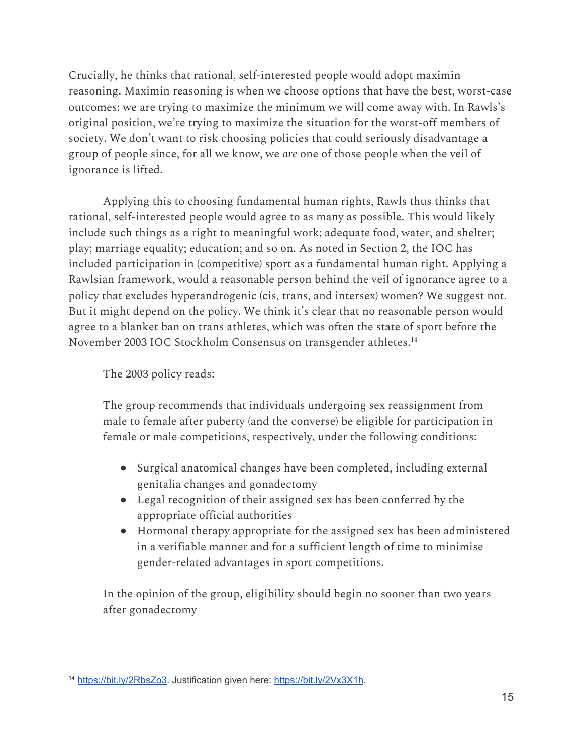Crucially, he thinks that rational, self-interested people would adopt maximin reasoning. Maximin reasoning is when we choose options that have the best, worst-case outcomes: we are trying to maximize the minimum we will come away with. In Rawls's original position, we're trying to maximize the situation for the worst-off members of society. We don't want to risk choosing policies that could seriously disadvantage a group of people since, for all we know, we *are* one of those people when the veil of ignorance is lifted.

Applying this to choosing fundamental human rights, Rawls thus thinks that rational, self-interested people would agree to as many as possible. This would likely include such things as a right to meaningful work; adequate food, water, and shelter; play; marriage equality; education; and so on. As noted in Section 2, the IOC has included participation in (competitive) sport as a fundamental human right. Applying a Rawlsian framework, would a reasonable person behind the veil of ignorance agree to a policy that excludes hyperandrogenic (cis, trans, and intersex) women? We suggest not. But it might depend on the policy. We think it's clear that no reasonable person would agree to a blanket ban on trans athletes, which was often the state of sport before the November 2003 IOC Stockholm Consensus on transgender athletes.[14]

The 2003 policy reads:

> The group recommends that individuals undergoing sex reassignment from male to female after puberty (and the converse) be eligible for participation in female or male competitions, respectively, under the following conditions:
>
> - Surgical anatomical changes have been completed, including external genitalia changes and gonadectomy
> - Legal recognition of their assigned sex has been conferred by the appropriate official authorities
> - Hormonal therapy appropriate for the assigned sex has been administered in a verifiable manner and for a sufficient length of time to minimise gender-related advantages in sport competitions.
>
> In the opinion of the group, eligibility should begin no sooner than two years after gonadectomy

---

[14] https://bit.ly/2RbsZo3. Justification given here: https://bit.ly/2Vx3X1h.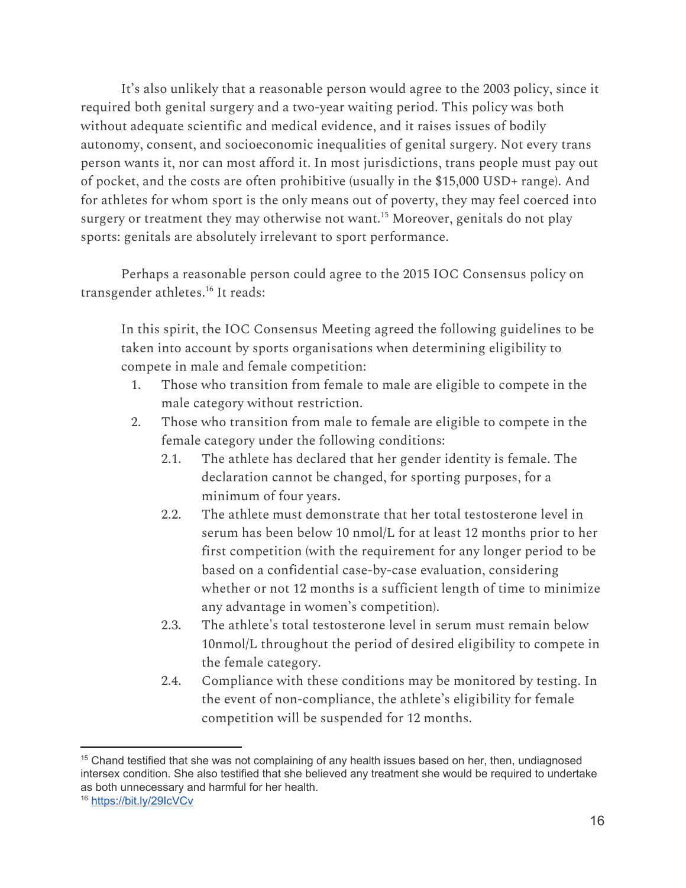It's also unlikely that a reasonable person would agree to the 2003 policy, since it required both genital surgery and a two-year waiting period. This policy was both without adequate scientific and medical evidence, and it raises issues of bodily autonomy, consent, and socioeconomic inequalities of genital surgery. Not every trans person wants it, nor can most afford it. In most jurisdictions, trans people must pay out of pocket, and the costs are often prohibitive (usually in the $15,000 USD+ range). And for athletes for whom sport is the only means out of poverty, they may feel coerced into surgery or treatment they may otherwise not want.[15] Moreover, genitals do not play sports: genitals are absolutely irrelevant to sport performance.

Perhaps a reasonable person could agree to the 2015 IOC Consensus policy on transgender athletes.[16] It reads:

> In this spirit, the IOC Consensus Meeting agreed the following guidelines to be taken into account by sports organisations when determining eligibility to compete in male and female competition:
>
> 1. Those who transition from female to male are eligible to compete in the male category without restriction.
> 2. Those who transition from male to female are eligible to compete in the female category under the following conditions:
>     - 2.1. The athlete has declared that her gender identity is female. The declaration cannot be changed, for sporting purposes, for a minimum of four years.
>     - 2.2. The athlete must demonstrate that her total testosterone level in serum has been below 10 nmol/L for at least 12 months prior to her first competition (with the requirement for any longer period to be based on a confidential case-by-case evaluation, considering whether or not 12 months is a sufficient length of time to minimize any advantage in women's competition).
>     - 2.3. The athlete's total testosterone level in serum must remain below 10nmol/L throughout the period of desired eligibility to compete in the female category.
>     - 2.4. Compliance with these conditions may be monitored by testing. In the event of non-compliance, the athlete's eligibility for female competition will be suspended for 12 months.

---

[15] Chand testified that she was not complaining of any health issues based on her, then, undiagnosed intersex condition. She also testified that she believed any treatment she would be required to undertake as both unnecessary and harmful for her health.

[16] https://bit.ly/29lcVCv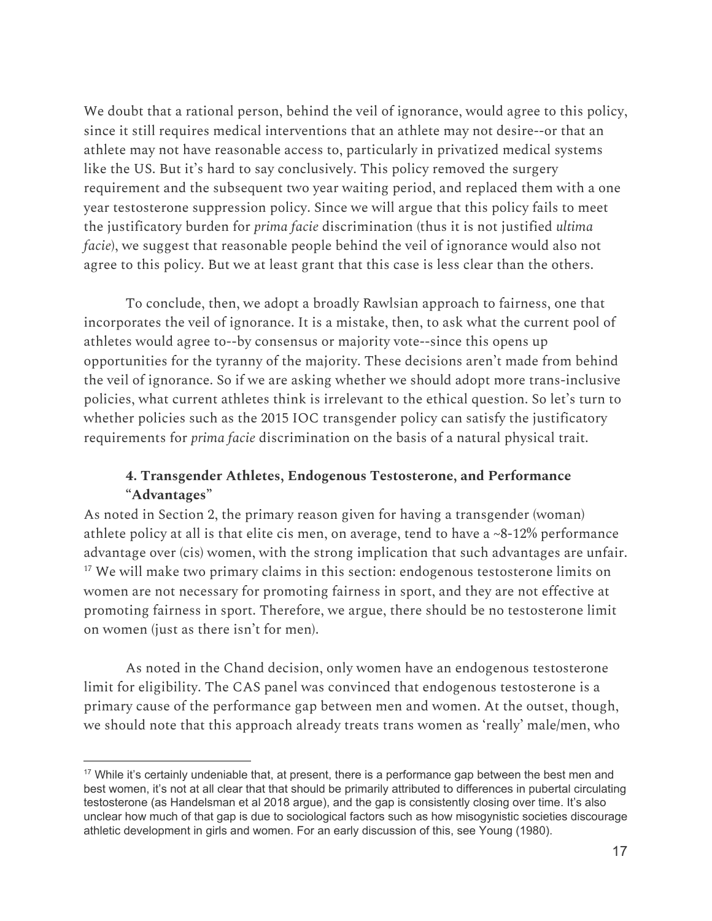We doubt that a rational person, behind the veil of ignorance, would agree to this policy, since it still requires medical interventions that an athlete may not desire--or that an athlete may not have reasonable access to, particularly in privatized medical systems like the US. But it's hard to say conclusively. This policy removed the surgery requirement and the subsequent two year waiting period, and replaced them with a one year testosterone suppression policy. Since we will argue that this policy fails to meet the justificatory burden for *prima facie* discrimination (thus it is not justified *ultima facie*), we suggest that reasonable people behind the veil of ignorance would also not agree to this policy. But we at least grant that this case is less clear than the others.

To conclude, then, we adopt a broadly Rawlsian approach to fairness, one that incorporates the veil of ignorance. It is a mistake, then, to ask what the current pool of athletes would agree to--by consensus or majority vote--since this opens up opportunities for the tyranny of the majority. These decisions aren't made from behind the veil of ignorance. So if we are asking whether we should adopt more trans-inclusive policies, what current athletes think is irrelevant to the ethical question. So let's turn to whether policies such as the 2015 IOC transgender policy can satisfy the justificatory requirements for *prima facie* discrimination on the basis of a natural physical trait.

### 4. Transgender Athletes, Endogenous Testosterone, and Performance "Advantages"

As noted in Section 2, the primary reason given for having a transgender (woman) athlete policy at all is that elite cis men, on average, tend to have a ~8-12% performance advantage over (cis) women, with the strong implication that such advantages are unfair.[17] We will make two primary claims in this section: endogenous testosterone limits on women are not necessary for promoting fairness in sport, and they are not effective at promoting fairness in sport. Therefore, we argue, there should be no testosterone limit on women (just as there isn't for men).

As noted in the Chand decision, only women have an endogenous testosterone limit for eligibility. The CAS panel was convinced that endogenous testosterone is a primary cause of the performance gap between men and women. At the outset, though, we should note that this approach already treats trans women as 'really' male/men, who

[17] While it's certainly undeniable that, at present, there is a performance gap between the best men and best women, it's not at all clear that that should be primarily attributed to differences in pubertal circulating testosterone (as Handelsman et al 2018 argue), and the gap is consistently closing over time. It's also unclear how much of that gap is due to sociological factors such as how misogynistic societies discourage athletic development in girls and women. For an early discussion of this, see Young (1980).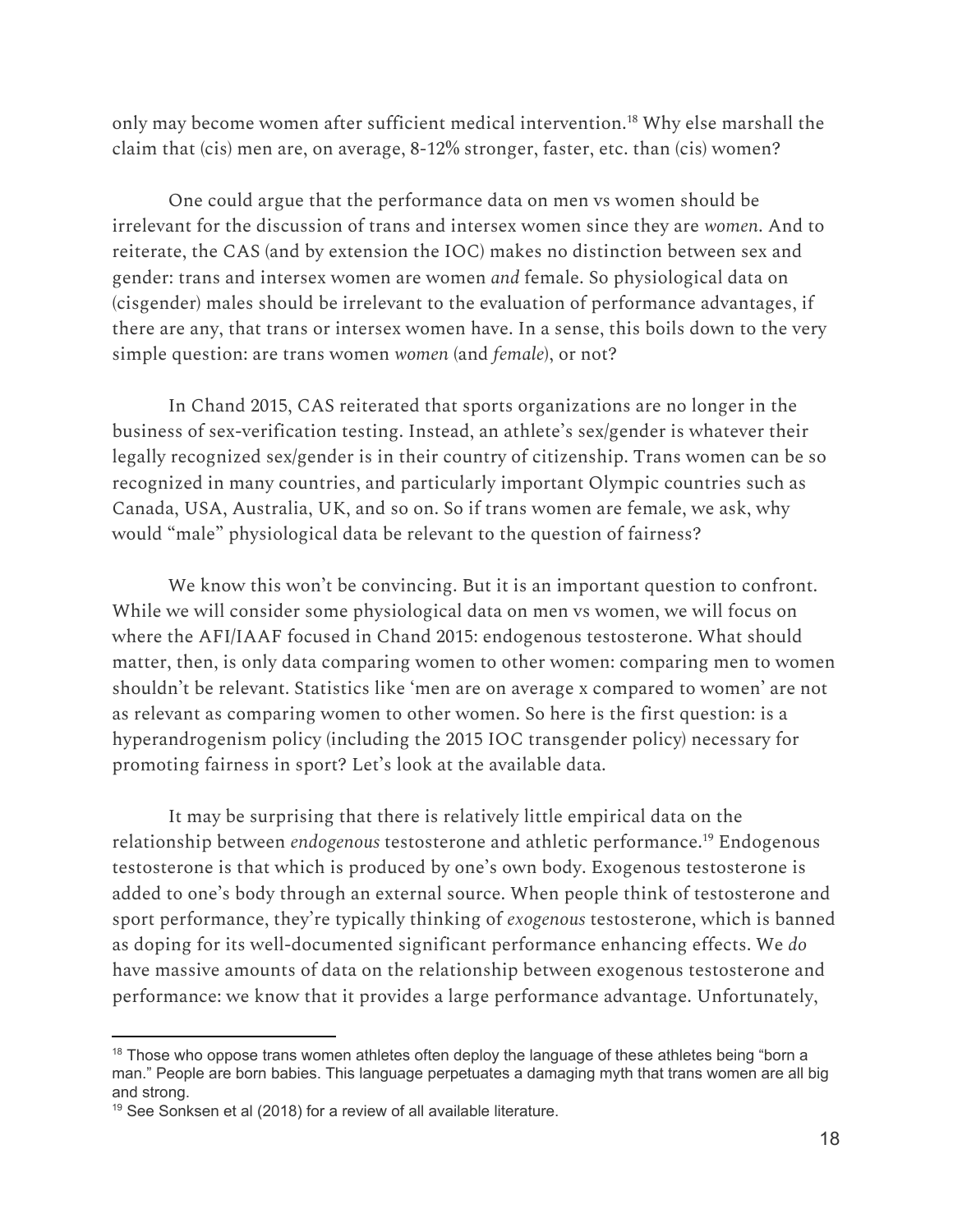only may become women after sufficient medical intervention.[18] Why else marshall the claim that (cis) men are, on average, 8-12% stronger, faster, etc. than (cis) women?

One could argue that the performance data on men vs women should be irrelevant for the discussion of trans and intersex women since they are *women*. And to reiterate, the CAS (and by extension the IOC) makes no distinction between sex and gender: trans and intersex women are women *and* female. So physiological data on (cisgender) males should be irrelevant to the evaluation of performance advantages, if there are any, that trans or intersex women have. In a sense, this boils down to the very simple question: are trans women *women* (and *female*), or not?

In Chand 2015, CAS reiterated that sports organizations are no longer in the business of sex-verification testing. Instead, an athlete's sex/gender is whatever their legally recognized sex/gender is in their country of citizenship. Trans women can be so recognized in many countries, and particularly important Olympic countries such as Canada, USA, Australia, UK, and so on. So if trans women are female, we ask, why would "male" physiological data be relevant to the question of fairness?

We know this won't be convincing. But it is an important question to confront. While we will consider some physiological data on men vs women, we will focus on where the AFI/IAAF focused in Chand 2015: endogenous testosterone. What should matter, then, is only data comparing women to other women: comparing men to women shouldn't be relevant. Statistics like 'men are on average x compared to women' are not as relevant as comparing women to other women. So here is the first question: is a hyperandrogenism policy (including the 2015 IOC transgender policy) necessary for promoting fairness in sport? Let's look at the available data.

It may be surprising that there is relatively little empirical data on the relationship between *endogenous* testosterone and athletic performance.[19] Endogenous testosterone is that which is produced by one's own body. Exogenous testosterone is added to one's body through an external source. When people think of testosterone and sport performance, they're typically thinking of *exogenous* testosterone, which is banned as doping for its well-documented significant performance enhancing effects. We *do* have massive amounts of data on the relationship between exogenous testosterone and performance: we know that it provides a large performance advantage. Unfortunately,

---

[18] Those who oppose trans women athletes often deploy the language of these athletes being "born a man." People are born babies. This language perpetuates a damaging myth that trans women are all big and strong.

[19] See Sonksen et al (2018) for a review of all available literature.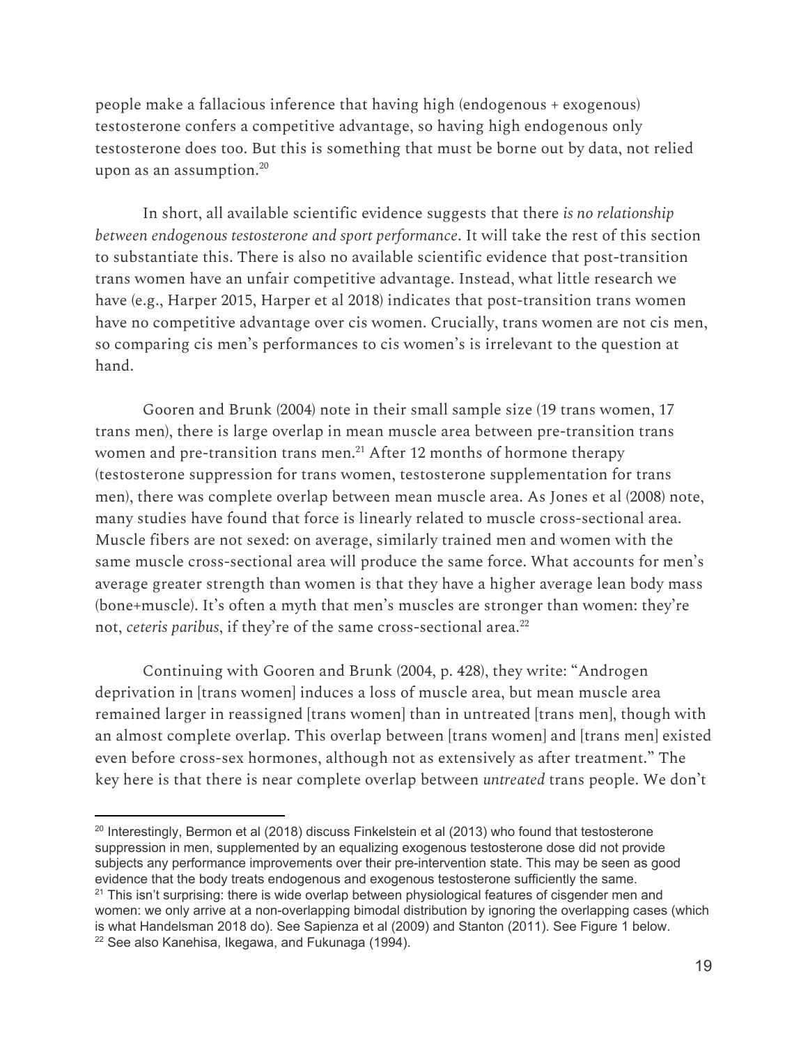people make a fallacious inference that having high (endogenous + exogenous) testosterone confers a competitive advantage, so having high endogenous only testosterone does too. But this is something that must be borne out by data, not relied upon as an assumption.[20]

In short, all available scientific evidence suggests that there *is no relationship between endogenous testosterone and sport performance*. It will take the rest of this section to substantiate this. There is also no available scientific evidence that post-transition trans women have an unfair competitive advantage. Instead, what little research we have (e.g., Harper 2015, Harper et al 2018) indicates that post-transition trans women have no competitive advantage over cis women. Crucially, trans women are not cis men, so comparing cis men's performances to cis women's is irrelevant to the question at hand.

Gooren and Brunk (2004) note in their small sample size (19 trans women, 17 trans men), there is large overlap in mean muscle area between pre-transition trans women and pre-transition trans men.[21] After 12 months of hormone therapy (testosterone suppression for trans women, testosterone supplementation for trans men), there was complete overlap between mean muscle area. As Jones et al (2008) note, many studies have found that force is linearly related to muscle cross-sectional area. Muscle fibers are not sexed: on average, similarly trained men and women with the same muscle cross-sectional area will produce the same force. What accounts for men's average greater strength than women is that they have a higher average lean body mass (bone+muscle). It's often a myth that men's muscles are stronger than women: they're not, *ceteris paribus*, if they're of the same cross-sectional area.[22]

Continuing with Gooren and Brunk (2004, p. 428), they write: "Androgen deprivation in [trans women] induces a loss of muscle area, but mean muscle area remained larger in reassigned [trans women] than in untreated [trans men], though with an almost complete overlap. This overlap between [trans women] and [trans men] existed even before cross-sex hormones, although not as extensively as after treatment." The key here is that there is near complete overlap between *untreated* trans people. We don't

---

[20] Interestingly, Bermon et al (2018) discuss Finkelstein et al (2013) who found that testosterone suppression in men, supplemented by an equalizing exogenous testosterone dose did not provide subjects any performance improvements over their pre-intervention state. This may be seen as good evidence that the body treats endogenous and exogenous testosterone sufficiently the same.

[21] This isn't surprising: there is wide overlap between physiological features of cisgender men and women: we only arrive at a non-overlapping bimodal distribution by ignoring the overlapping cases (which is what Handelsman 2018 do). See Sapienza et al (2009) and Stanton (2011). See Figure 1 below.

[22] See also Kanehisa, Ikegawa, and Fukunaga (1994).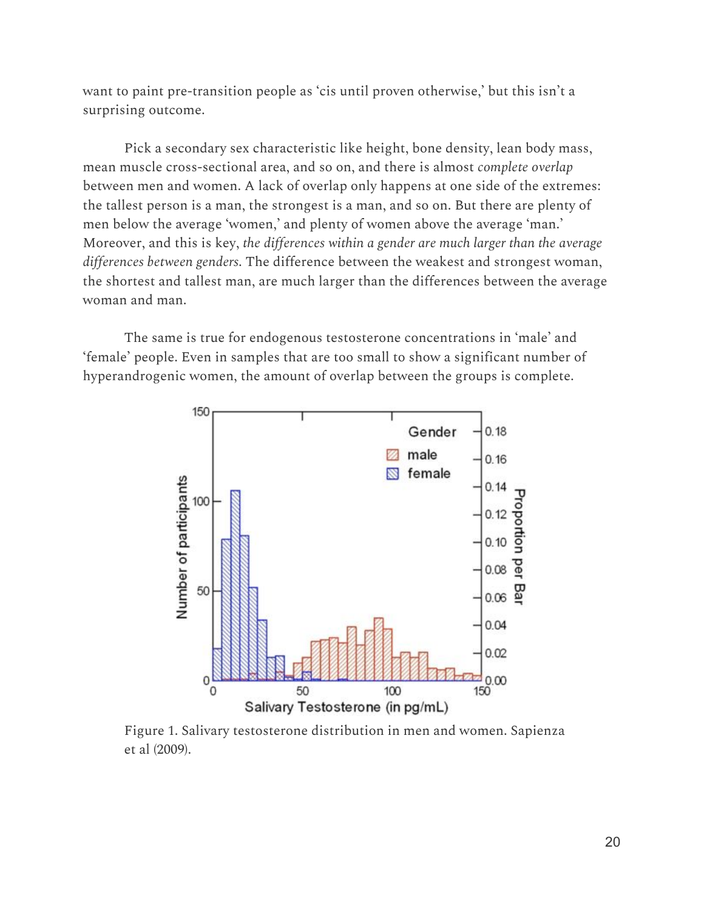want to paint pre-transition people as 'cis until proven otherwise,' but this isn't a surprising outcome.

Pick a secondary sex characteristic like height, bone density, lean body mass, mean muscle cross-sectional area, and so on, and there is almost *complete overlap* between men and women. A lack of overlap only happens at one side of the extremes: the tallest person is a man, the strongest is a man, and so on. But there are plenty of men below the average 'women,' and plenty of women above the average 'man.' Moreover, and this is key, *the differences within a gender are much larger than the average differences between genders.* The difference between the weakest and strongest woman, the shortest and tallest man, are much larger than the differences between the average woman and man.

The same is true for endogenous testosterone concentrations in 'male' and 'female' people. Even in samples that are too small to show a significant number of hyperandrogenic women, the amount of overlap between the groups is complete.

Figure 1. Salivary testosterone distribution in men and women. Sapienza et al (2009).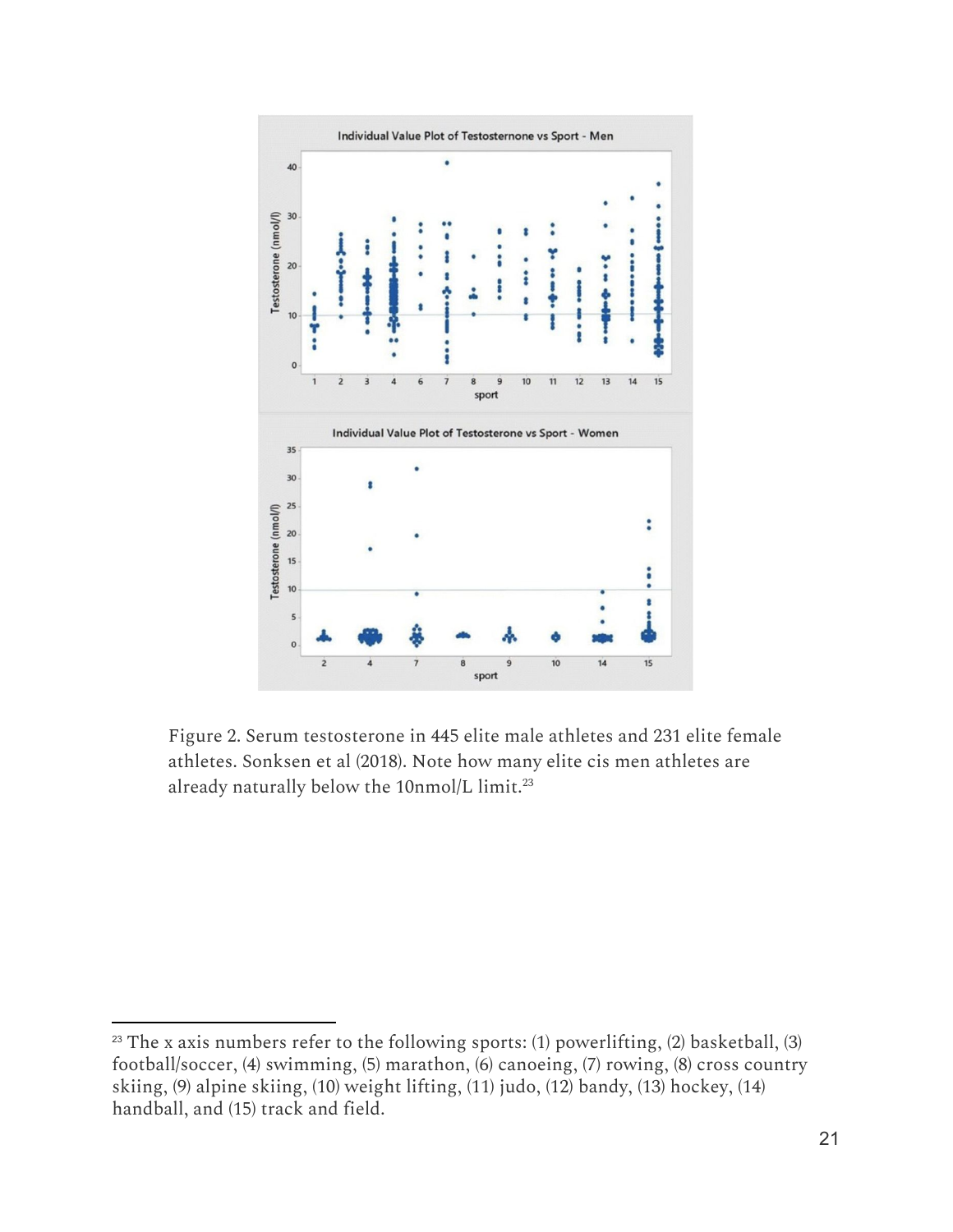Figure 2. Serum testosterone in 445 elite male athletes and 231 elite female athletes. Sonksen et al (2018). Note how many elite cis men athletes are already naturally below the 10nmol/L limit.[23]

---

[23] The x axis numbers refer to the following sports: (1) powerlifting, (2) basketball, (3) football/soccer, (4) swimming, (5) marathon, (6) canoeing, (7) rowing, (8) cross country skiing, (9) alpine skiing, (10) weight lifting, (11) judo, (12) bandy, (13) hockey, (14) handball, and (15) track and field.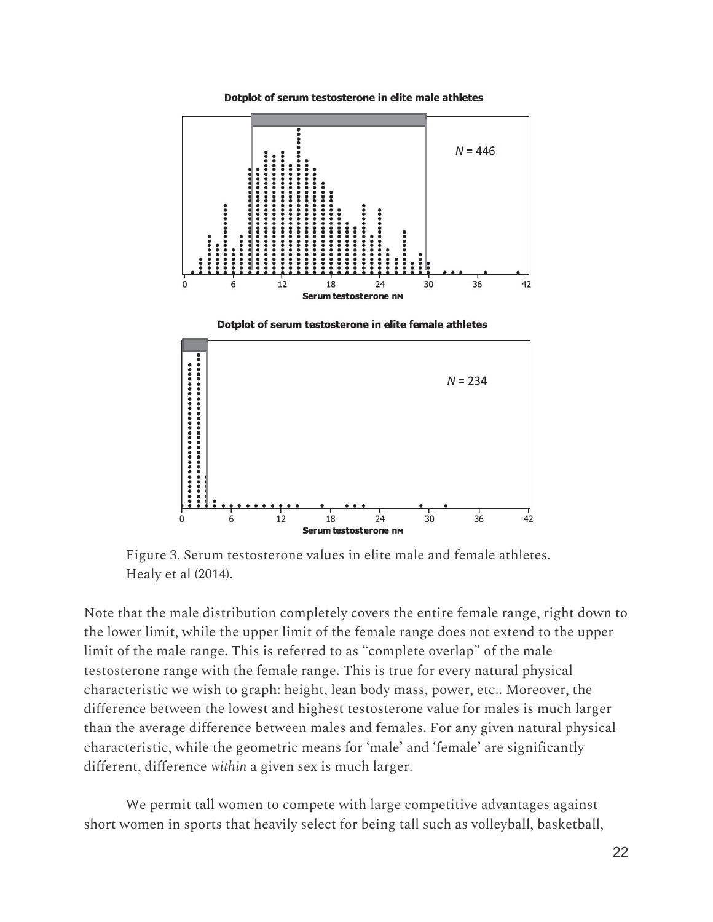Figure 3. Serum testosterone values in elite male and female athletes. Healy et al (2014).

Note that the male distribution completely covers the entire female range, right down to the lower limit, while the upper limit of the female range does not extend to the upper limit of the male range. This is referred to as "complete overlap" of the male testosterone range with the female range. This is true for every natural physical characteristic we wish to graph: height, lean body mass, power, etc.. Moreover, the difference between the lowest and highest testosterone value for males is much larger than the average difference between males and females. For any given natural physical characteristic, while the geometric means for 'male' and 'female' are significantly different, difference *within* a given sex is much larger.

We permit tall women to compete with large competitive advantages against short women in sports that heavily select for being tall such as volleyball, basketball,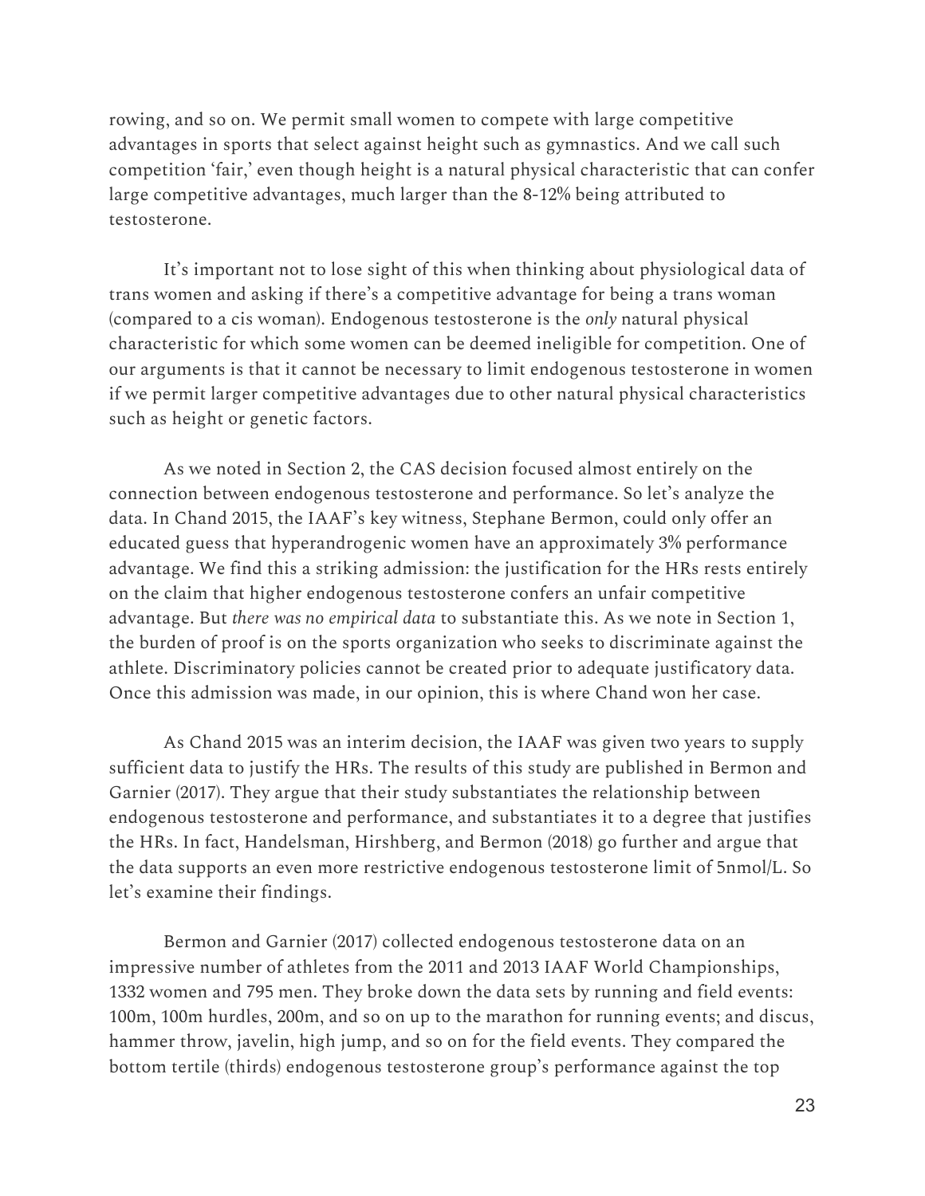rowing, and so on. We permit small women to compete with large competitive advantages in sports that select against height such as gymnastics. And we call such competition 'fair,' even though height is a natural physical characteristic that can confer large competitive advantages, much larger than the 8-12% being attributed to testosterone.

It's important not to lose sight of this when thinking about physiological data of trans women and asking if there's a competitive advantage for being a trans woman (compared to a cis woman). Endogenous testosterone is the *only* natural physical characteristic for which some women can be deemed ineligible for competition. One of our arguments is that it cannot be necessary to limit endogenous testosterone in women if we permit larger competitive advantages due to other natural physical characteristics such as height or genetic factors.

As we noted in Section 2, the CAS decision focused almost entirely on the connection between endogenous testosterone and performance. So let's analyze the data. In Chand 2015, the IAAF's key witness, Stephane Bermon, could only offer an educated guess that hyperandrogenic women have an approximately 3% performance advantage. We find this a striking admission: the justification for the HRs rests entirely on the claim that higher endogenous testosterone confers an unfair competitive advantage. But *there was no empirical data* to substantiate this. As we note in Section 1, the burden of proof is on the sports organization who seeks to discriminate against the athlete. Discriminatory policies cannot be created prior to adequate justificatory data. Once this admission was made, in our opinion, this is where Chand won her case.

As Chand 2015 was an interim decision, the IAAF was given two years to supply sufficient data to justify the HRs. The results of this study are published in Bermon and Garnier (2017). They argue that their study substantiates the relationship between endogenous testosterone and performance, and substantiates it to a degree that justifies the HRs. In fact, Handelsman, Hirshberg, and Bermon (2018) go further and argue that the data supports an even more restrictive endogenous testosterone limit of 5nmol/L. So let's examine their findings.

Bermon and Garnier (2017) collected endogenous testosterone data on an impressive number of athletes from the 2011 and 2013 IAAF World Championships, 1332 women and 795 men. They broke down the data sets by running and field events: 100m, 100m hurdles, 200m, and so on up to the marathon for running events; and discus, hammer throw, javelin, high jump, and so on for the field events. They compared the bottom tertile (thirds) endogenous testosterone group's performance against the top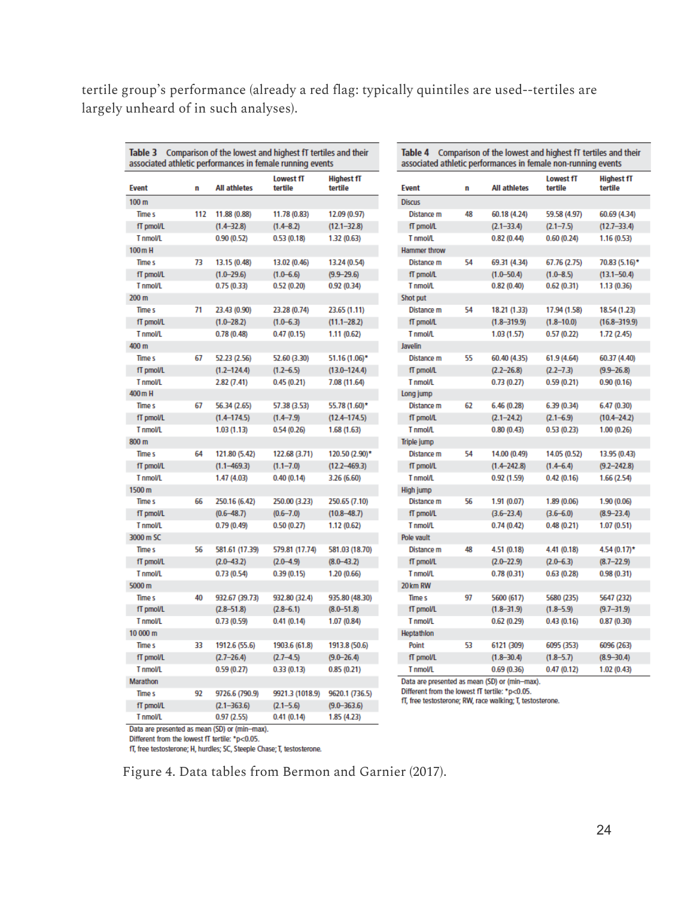tertile group's performance (already a red flag: typically quintiles are used--tertiles are largely unheard of in such analyses).

**Table 3** Comparison of the lowest and highest fT tertiles and their associated athletic performances in female running events

| Event | n | All athletes | Lowest fT tertile | Highest fT tertile |
|---|---|---|---|---|
| 100 m | | | | |
| Time s | 112 | 11.88 (0.88) | 11.78 (0.83) | 12.09 (0.97) |
| fT pmol/L | | (1.4–32.8) | (1.4–8.2) | (12.1–32.8) |
| T nmol/L | | 0.90 (0.52) | 0.53 (0.18) | 1.32 (0.63) |
| 100 m H | | | | |
| Time s | 73 | 13.15 (0.48) | 13.02 (0.46) | 13.24 (0.54) |
| fT pmol/L | | (1.0–29.6) | (1.0–6.6) | (9.9–29.6) |
| T nmol/L | | 0.75 (0.33) | 0.52 (0.20) | 0.92 (0.34) |
| 200 m | | | | |
| Time s | 71 | 23.43 (0.90) | 23.28 (0.74) | 23.65 (1.11) |
| fT pmol/L | | (1.0–28.2) | (1.0–6.3) | (11.1–28.2) |
| T nmol/L | | 0.78 (0.48) | 0.47 (0.15) | 1.11 (0.62) |
| 400 m | | | | |
| Time s | 67 | 52.23 (2.56) | 52.60 (3.30) | 51.16 (1.06)* |
| fT pmol/L | | (1.2–124.4) | (1.2–6.5) | (13.0–124.4) |
| T nmol/L | | 2.82 (7.41) | 0.45 (0.21) | 7.08 (11.64) |
| 400 m H | | | | |
| Time s | 67 | 56.34 (2.65) | 57.38 (3.53) | 55.78 (1.60)* |
| fT pmol/L | | (1.4–174.5) | (1.4–7.9) | (12.4–174.5) |
| T nmol/L | | 1.03 (1.13) | 0.54 (0.26) | 1.68 (1.63) |
| 800 m | | | | |
| Time s | 64 | 121.80 (5.42) | 122.68 (3.71) | 120.50 (2.90)* |
| fT pmol/L | | (1.1–469.3) | (1.1–7.0) | (12.2–469.3) |
| T nmol/L | | 1.47 (4.03) | 0.40 (0.14) | 3.26 (6.60) |
| 1500 m | | | | |
| Time s | 66 | 250.16 (6.42) | 250.00 (3.23) | 250.65 (7.10) |
| fT pmol/L | | (0.6–48.7) | (0.6–7.0) | (10.8–48.7) |
| T nmol/L | | 0.79 (0.49) | 0.50 (0.27) | 1.12 (0.62) |
| 3000 m SC | | | | |
| Time s | 56 | 581.61 (17.39) | 579.81 (17.74) | 581.03 (18.70) |
| fT pmol/L | | (2.0–43.2) | (2.0–4.9) | (8.0–43.2) |
| T nmol/L | | 0.73 (0.54) | 0.39 (0.15) | 1.20 (0.66) |
| 5000 m | | | | |
| Time s | 40 | 932.67 (39.73) | 932.80 (32.4) | 935.80 (48.30) |
| fT pmol/L | | (2.8–51.8) | (2.8–6.1) | (8.0–51.8) |
| T nmol/L | | 0.73 (0.59) | 0.41 (0.14) | 1.07 (0.84) |
| 10 000 m | | | | |
| Time s | 33 | 1912.6 (55.6) | 1903.6 (61.8) | 1913.8 (50.6) |
| fT pmol/L | | (2.7–26.4) | (2.7–4.5) | (9.0–26.4) |
| T nmol/L | | 0.59 (0.27) | 0.33 (0.13) | 0.85 (0.21) |
| Marathon | | | | |
| Time s | 92 | 9726.6 (790.9) | 9921.3 (1018.9) | 9620.1 (736.5) |
| fT pmol/L | | (2.1–363.6) | (2.7–5.6) | (9.0–363.6) |
| T nmol/L | | 0.97 (2.55) | 0.41 (0.14) | 1.85 (4.23) |

Data are presented as mean (SD) or (min–max).
Different from the lowest fT tertile: *p<0.05.
fT, free testosterone; H, hurdles; SC, Steeple Chase; T, testosterone.

**Table 4** Comparison of the lowest and highest fT tertiles and their associated athletic performances in female non-running events

| Event | n | All athletes | Lowest fT tertile | Highest fT tertile |
|---|---|---|---|---|
| Discus | | | | |
| Distance m | 48 | 60.18 (4.24) | 59.58 (4.97) | 60.69 (4.34) |
| fT pmol/L | | (2.1–33.4) | (2.1–7.5) | (12.7–33.4) |
| T nmol/L | | 0.82 (0.44) | 0.60 (0.24) | 1.16 (0.53) |
| Hammer throw | | | | |
| Distance m | 54 | 69.31 (4.34) | 67.76 (2.75) | 70.83 (5.16)* |
| fT pmol/L | | (1.0–50.4) | (1.0–8.5) | (13.1–50.4) |
| T nmol/L | | 0.82 (0.40) | 0.62 (0.31) | 1.13 (0.36) |
| Shot put | | | | |
| Distance m | 54 | 18.21 (1.33) | 17.94 (1.58) | 18.54 (1.23) |
| fT pmol/L | | (1.8–319.9) | (1.8–10.0) | (16.8–319.9) |
| T nmol/L | | 1.03 (1.57) | 0.57 (0.22) | 1.72 (2.45) |
| Javelin | | | | |
| Distance m | 55 | 60.40 (4.35) | 61.9 (4.64) | 60.37 (4.40) |
| fT pmol/L | | (2.2–26.8) | (2.2–7.3) | (9.9–26.8) |
| T nmol/L | | 0.73 (0.27) | 0.59 (0.21) | 0.90 (0.16) |
| Long jump | | | | |
| Distance m | 62 | 6.46 (0.28) | 6.39 (0.34) | 6.47 (0.30) |
| fT pmol/L | | (2.1–24.2) | (2.1–6.9) | (10.4–24.2) |
| T nmol/L | | 0.80 (0.43) | 0.53 (0.23) | 1.00 (0.26) |
| Triple jump | | | | |
| Distance m | 54 | 14.00 (0.49) | 14.05 (0.52) | 13.95 (0.43) |
| fT pmol/L | | (1.4–242.8) | (1.4–6.4) | (9.2–242.8) |
| T nmol/L | | 0.92 (1.59) | 0.42 (0.16) | 1.66 (2.54) |
| High jump | | | | |
| Distance m | 56 | 1.91 (0.07) | 1.89 (0.06) | 1.90 (0.06) |
| fT pmol/L | | (3.6–23.4) | (3.6–6.0) | (8.9–23.4) |
| T nmol/L | | 0.74 (0.42) | 0.48 (0.21) | 1.07 (0.51) |
| Pole vault | | | | |
| Distance m | 48 | 4.51 (0.18) | 4.41 (0.18) | 4.54 (0.17)* |
| fT pmol/L | | (2.0–22.9) | (2.0–6.3) | (8.7–22.9) |
| T nmol/L | | 0.78 (0.31) | 0.63 (0.28) | 0.98 (0.31) |
| 20 km RW | | | | |
| Time s | 97 | 5600 (617) | 5680 (235) | 5647 (232) |
| fT pmol/L | | (1.8–31.9) | (1.8–5.9) | (9.7–31.9) |
| T nmol/L | | 0.62 (0.29) | 0.43 (0.16) | 0.87 (0.30) |
| Heptathlon | | | | |
| Point | 53 | 6121 (309) | 6095 (353) | 6096 (263) |
| fT pmol/L | | (1.8–30.4) | (1.8–5.7) | (8.9–30.4) |
| T nmol/L | | 0.69 (0.36) | 0.47 (0.12) | 1.02 (0.43) |

Data are presented as mean (SD) or (min–max).
Different from the lowest fT tertile: *p<0.05.
fT, free testosterone; RW, race walking; T, testosterone.

Figure 4. Data tables from Bermon and Garnier (2017).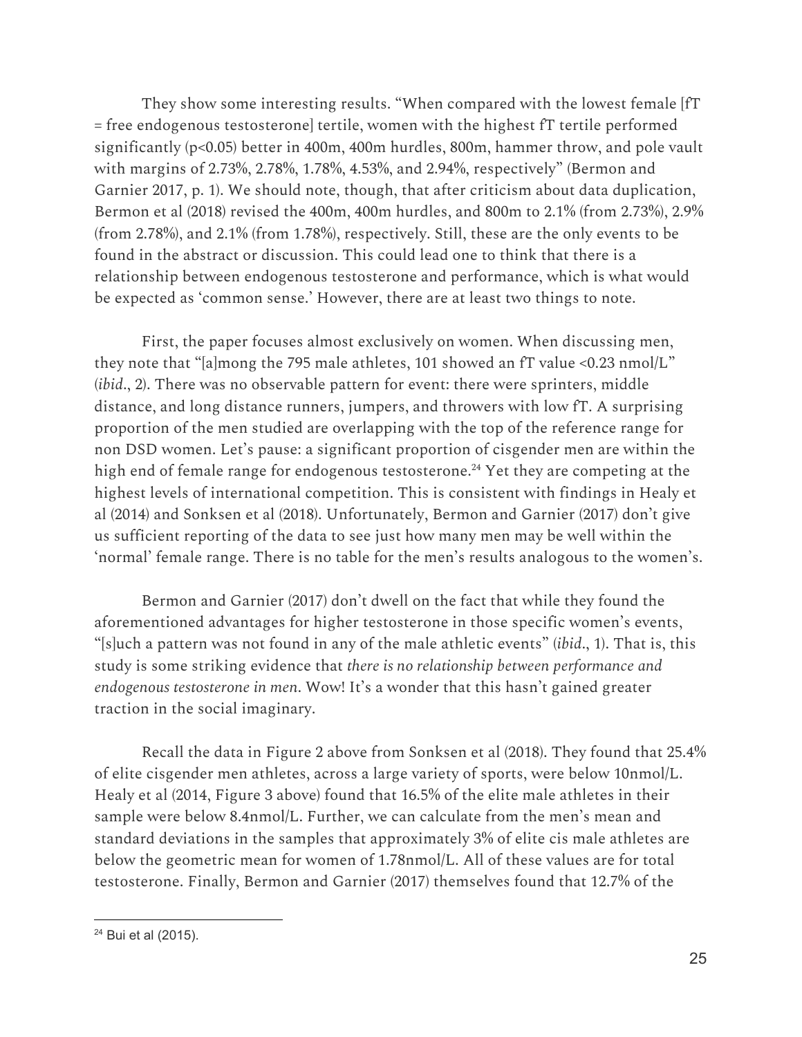They show some interesting results. "When compared with the lowest female [fT = free endogenous testosterone] tertile, women with the highest fT tertile performed significantly ($p<0.05$) better in 400m, 400m hurdles, 800m, hammer throw, and pole vault with margins of 2.73%, 2.78%, 1.78%, 4.53%, and 2.94%, respectively" (Bermon and Garnier 2017, p. 1). We should note, though, that after criticism about data duplication, Bermon et al (2018) revised the 400m, 400m hurdles, and 800m to 2.1% (from 2.73%), 2.9% (from 2.78%), and 2.1% (from 1.78%), respectively. Still, these are the only events to be found in the abstract or discussion. This could lead one to think that there is a relationship between endogenous testosterone and performance, which is what would be expected as 'common sense.' However, there are at least two things to note.

First, the paper focuses almost exclusively on women. When discussing men, they note that "[a]mong the 795 male athletes, 101 showed an fT value <0.23 nmol/L" (*ibid*., 2). There was no observable pattern for event: there were sprinters, middle distance, and long distance runners, jumpers, and throwers with low fT. A surprising proportion of the men studied are overlapping with the top of the reference range for non DSD women. Let's pause: a significant proportion of cisgender men are within the high end of female range for endogenous testosterone.[24] Yet they are competing at the highest levels of international competition. This is consistent with findings in Healy et al (2014) and Sonksen et al (2018). Unfortunately, Bermon and Garnier (2017) don't give us sufficient reporting of the data to see just how many men may be well within the 'normal' female range. There is no table for the men's results analogous to the women's.

Bermon and Garnier (2017) don't dwell on the fact that while they found the aforementioned advantages for higher testosterone in those specific women's events, "[s]uch a pattern was not found in any of the male athletic events" (*ibid*., 1). That is, this study is some striking evidence that *there is no relationship between performance and endogenous testosterone in men*. Wow! It's a wonder that this hasn't gained greater traction in the social imaginary.

Recall the data in Figure 2 above from Sonksen et al (2018). They found that 25.4% of elite cisgender men athletes, across a large variety of sports, were below 10nmol/L. Healy et al (2014, Figure 3 above) found that 16.5% of the elite male athletes in their sample were below 8.4nmol/L. Further, we can calculate from the men's mean and standard deviations in the samples that approximately 3% of elite cis male athletes are below the geometric mean for women of 1.78nmol/L. All of these values are for total testosterone. Finally, Bermon and Garnier (2017) themselves found that 12.7% of the

[24] Bui et al (2015).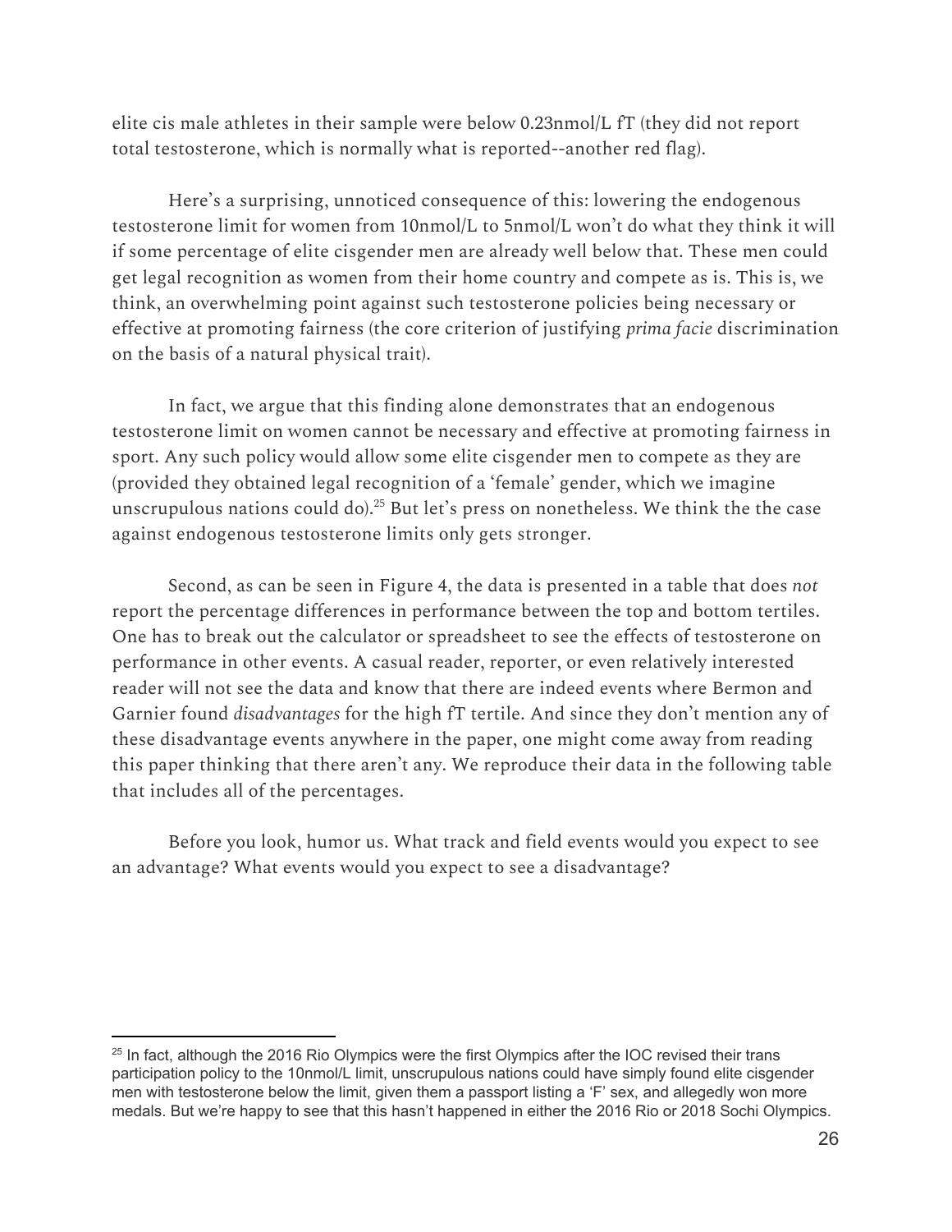elite cis male athletes in their sample were below 0.23nmol/L fT (they did not report total testosterone, which is normally what is reported--another red flag).

Here's a surprising, unnoticed consequence of this: lowering the endogenous testosterone limit for women from 10nmol/L to 5nmol/L won't do what they think it will if some percentage of elite cisgender men are already well below that. These men could get legal recognition as women from their home country and compete as is. This is, we think, an overwhelming point against such testosterone policies being necessary or effective at promoting fairness (the core criterion of justifying *prima facie* discrimination on the basis of a natural physical trait).

In fact, we argue that this finding alone demonstrates that an endogenous testosterone limit on women cannot be necessary and effective at promoting fairness in sport. Any such policy would allow some elite cisgender men to compete as they are (provided they obtained legal recognition of a 'female' gender, which we imagine unscrupulous nations could do).[25] But let's press on nonetheless. We think the the case against endogenous testosterone limits only gets stronger.

Second, as can be seen in Figure 4, the data is presented in a table that does *not* report the percentage differences in performance between the top and bottom tertiles. One has to break out the calculator or spreadsheet to see the effects of testosterone on performance in other events. A casual reader, reporter, or even relatively interested reader will not see the data and know that there are indeed events where Bermon and Garnier found *disadvantages* for the high fT tertile. And since they don't mention any of these disadvantage events anywhere in the paper, one might come away from reading this paper thinking that there aren't any. We reproduce their data in the following table that includes all of the percentages.

Before you look, humor us. What track and field events would you expect to see an advantage? What events would you expect to see a disadvantage?

---

[25] In fact, although the 2016 Rio Olympics were the first Olympics after the IOC revised their trans participation policy to the 10nmol/L limit, unscrupulous nations could have simply found elite cisgender men with testosterone below the limit, given them a passport listing a 'F' sex, and allegedly won more medals. But we're happy to see that this hasn't happened in either the 2016 Rio or 2018 Sochi Olympics.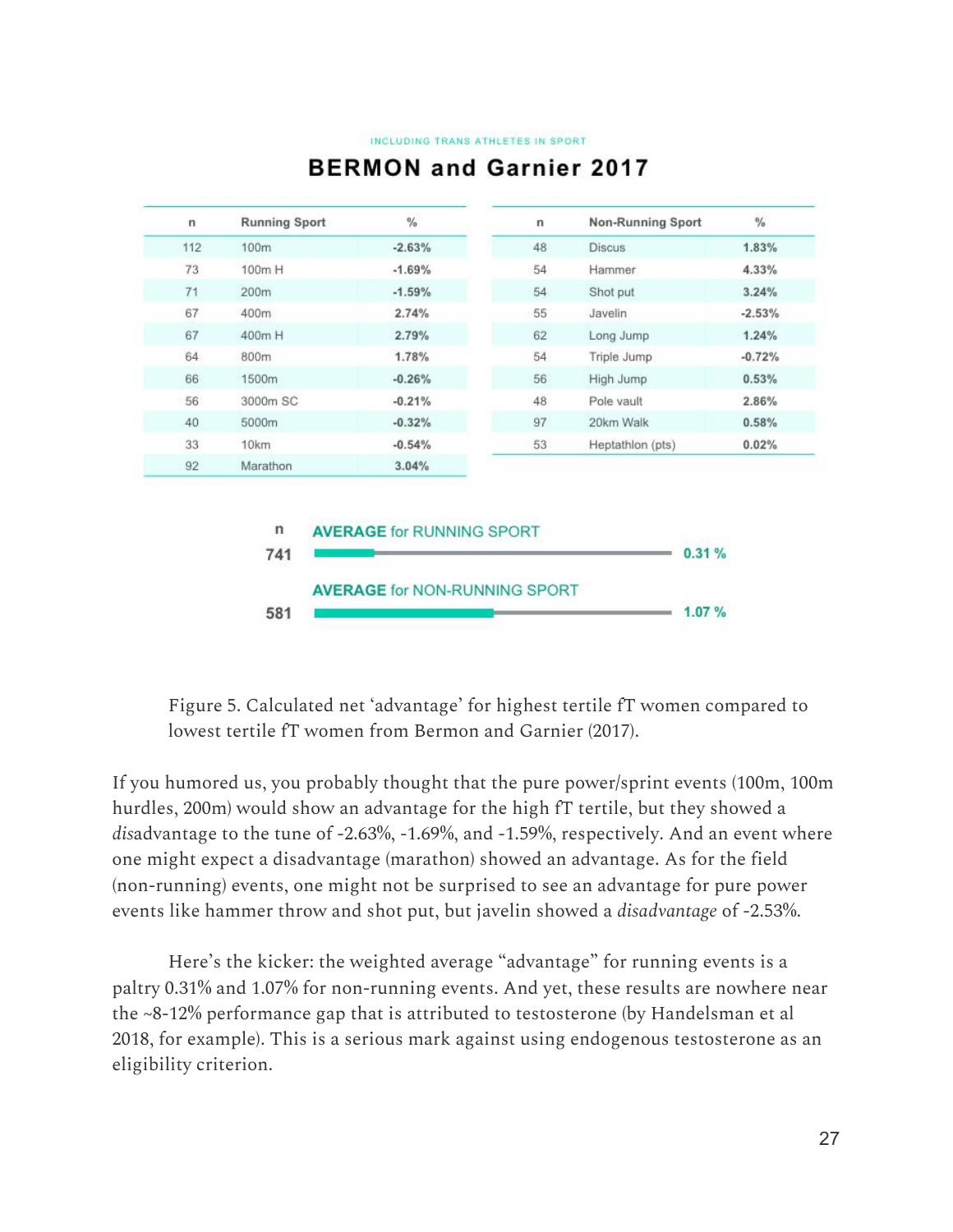INCLUDING TRANS ATHLETES IN SPORT

## BERMON and Garnier 2017

| n | Running Sport | % |
|---|---|---|
| 112 | 100m | -2.63% |
| 73 | 100m H | -1.69% |
| 71 | 200m | -1.59% |
| 67 | 400m | 2.74% |
| 67 | 400m H | 2.79% |
| 64 | 800m | 1.78% |
| 66 | 1500m | -0.26% |
| 56 | 3000m SC | -0.21% |
| 40 | 5000m | -0.32% |
| 33 | 10km | -0.54% |
| 92 | Marathon | 3.04% |

| n | Non-Running Sport | % |
|---|---|---|
| 48 | Discus | 1.83% |
| 54 | Hammer | 4.33% |
| 54 | Shot put | 3.24% |
| 55 | Javelin | -2.53% |
| 62 | Long Jump | 1.24% |
| 54 | Triple Jump | -0.72% |
| 56 | High Jump | 0.53% |
| 48 | Pole vault | 2.86% |
| 97 | 20km Walk | 0.58% |
| 53 | Heptathlon (pts) | 0.02% |

| n | | |
|---|---|---|
| 741 | AVERAGE for RUNNING SPORT | 0.31 % |
| 581 | AVERAGE for NON-RUNNING SPORT | 1.07 % |

Figure 5. Calculated net 'advantage' for highest tertile fT women compared to lowest tertile fT women from Bermon and Garnier (2017).

If you humored us, you probably thought that the pure power/sprint events (100m, 100m hurdles, 200m) would show an advantage for the high fT tertile, but they showed a *dis*advantage to the tune of -2.63%, -1.69%, and -1.59%, respectively. And an event where one might expect a disadvantage (marathon) showed an advantage. As for the field (non-running) events, one might not be surprised to see an advantage for pure power events like hammer throw and shot put, but javelin showed a *disadvantage* of -2.53%.

Here's the kicker: the weighted average "advantage" for running events is a paltry 0.31% and 1.07% for non-running events. And yet, these results are nowhere near the ~8-12% performance gap that is attributed to testosterone (by Handelsman et al 2018, for example). This is a serious mark against using endogenous testosterone as an eligibility criterion.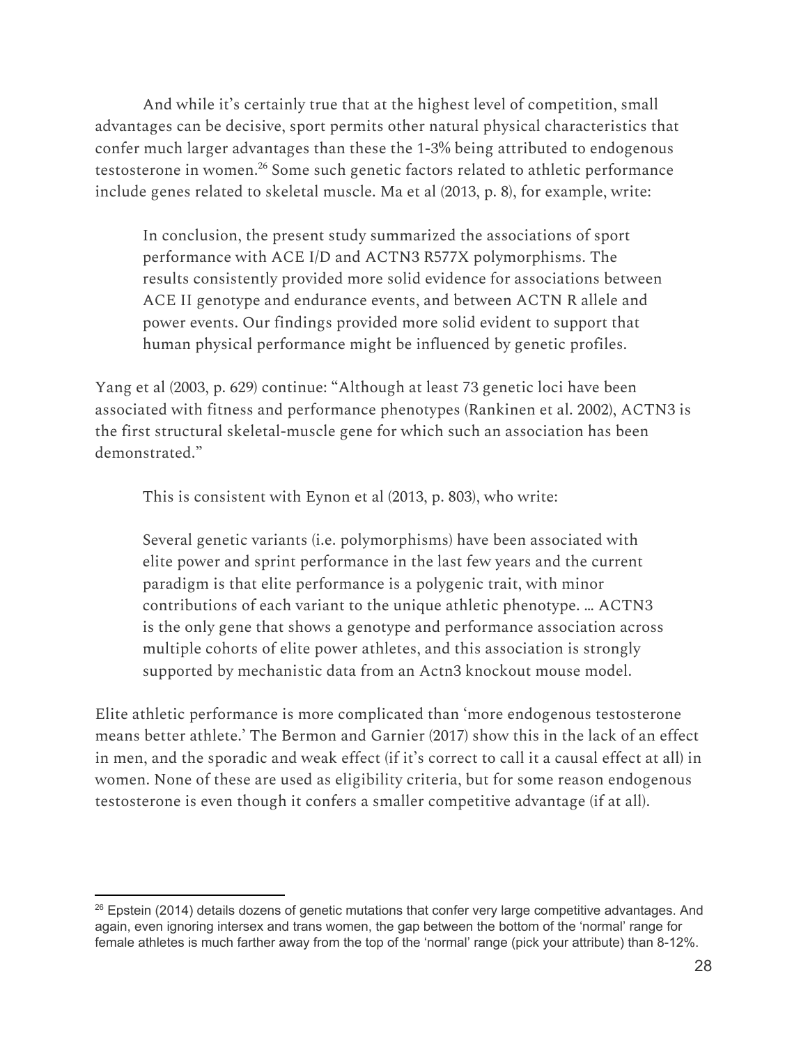And while it's certainly true that at the highest level of competition, small advantages can be decisive, sport permits other natural physical characteristics that confer much larger advantages than these the 1-3% being attributed to endogenous testosterone in women.[26] Some such genetic factors related to athletic performance include genes related to skeletal muscle. Ma et al (2013, p. 8), for example, write:

> In conclusion, the present study summarized the associations of sport performance with ACE I/D and ACTN3 R577X polymorphisms. The results consistently provided more solid evidence for associations between ACE II genotype and endurance events, and between ACTN R allele and power events. Our findings provided more solid evident to support that human physical performance might be influenced by genetic profiles.

Yang et al (2003, p. 629) continue: "Although at least 73 genetic loci have been associated with fitness and performance phenotypes (Rankinen et al. 2002), ACTN3 is the first structural skeletal-muscle gene for which such an association has been demonstrated."

This is consistent with Eynon et al (2013, p. 803), who write:

> Several genetic variants (i.e. polymorphisms) have been associated with elite power and sprint performance in the last few years and the current paradigm is that elite performance is a polygenic trait, with minor contributions of each variant to the unique athletic phenotype. … ACTN3 is the only gene that shows a genotype and performance association across multiple cohorts of elite power athletes, and this association is strongly supported by mechanistic data from an Actn3 knockout mouse model.

Elite athletic performance is more complicated than 'more endogenous testosterone means better athlete.' The Bermon and Garnier (2017) show this in the lack of an effect in men, and the sporadic and weak effect (if it's correct to call it a causal effect at all) in women. None of these are used as eligibility criteria, but for some reason endogenous testosterone is even though it confers a smaller competitive advantage (if at all).

---

[26] Epstein (2014) details dozens of genetic mutations that confer very large competitive advantages. And again, even ignoring intersex and trans women, the gap between the bottom of the 'normal' range for female athletes is much farther away from the top of the 'normal' range (pick your attribute) than 8-12%.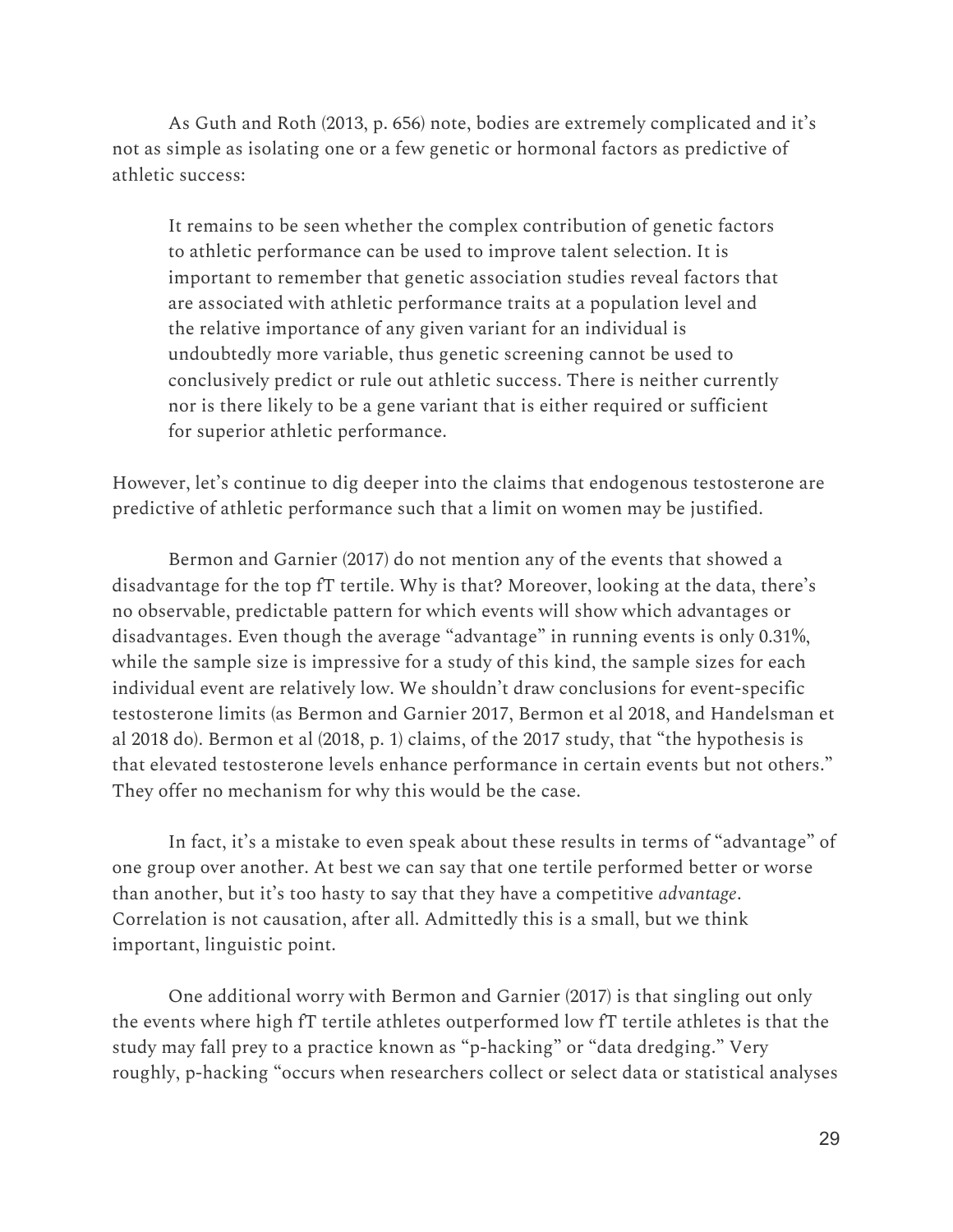As Guth and Roth (2013, p. 656) note, bodies are extremely complicated and it's not as simple as isolating one or a few genetic or hormonal factors as predictive of athletic success:

> It remains to be seen whether the complex contribution of genetic factors to athletic performance can be used to improve talent selection. It is important to remember that genetic association studies reveal factors that are associated with athletic performance traits at a population level and the relative importance of any given variant for an individual is undoubtedly more variable, thus genetic screening cannot be used to conclusively predict or rule out athletic success. There is neither currently nor is there likely to be a gene variant that is either required or sufficient for superior athletic performance.

However, let's continue to dig deeper into the claims that endogenous testosterone are predictive of athletic performance such that a limit on women may be justified.

Bermon and Garnier (2017) do not mention any of the events that showed a disadvantage for the top fT tertile. Why is that? Moreover, looking at the data, there's no observable, predictable pattern for which events will show which advantages or disadvantages. Even though the average "advantage" in running events is only 0.31%, while the sample size is impressive for a study of this kind, the sample sizes for each individual event are relatively low. We shouldn't draw conclusions for event-specific testosterone limits (as Bermon and Garnier 2017, Bermon et al 2018, and Handelsman et al 2018 do). Bermon et al (2018, p. 1) claims, of the 2017 study, that "the hypothesis is that elevated testosterone levels enhance performance in certain events but not others." They offer no mechanism for why this would be the case.

In fact, it's a mistake to even speak about these results in terms of "advantage" of one group over another. At best we can say that one tertile performed better or worse than another, but it's too hasty to say that they have a competitive *advantage*. Correlation is not causation, after all. Admittedly this is a small, but we think important, linguistic point.

One additional worry with Bermon and Garnier (2017) is that singling out only the events where high fT tertile athletes outperformed low fT tertile athletes is that the study may fall prey to a practice known as "p-hacking" or "data dredging." Very roughly, p-hacking "occurs when researchers collect or select data or statistical analyses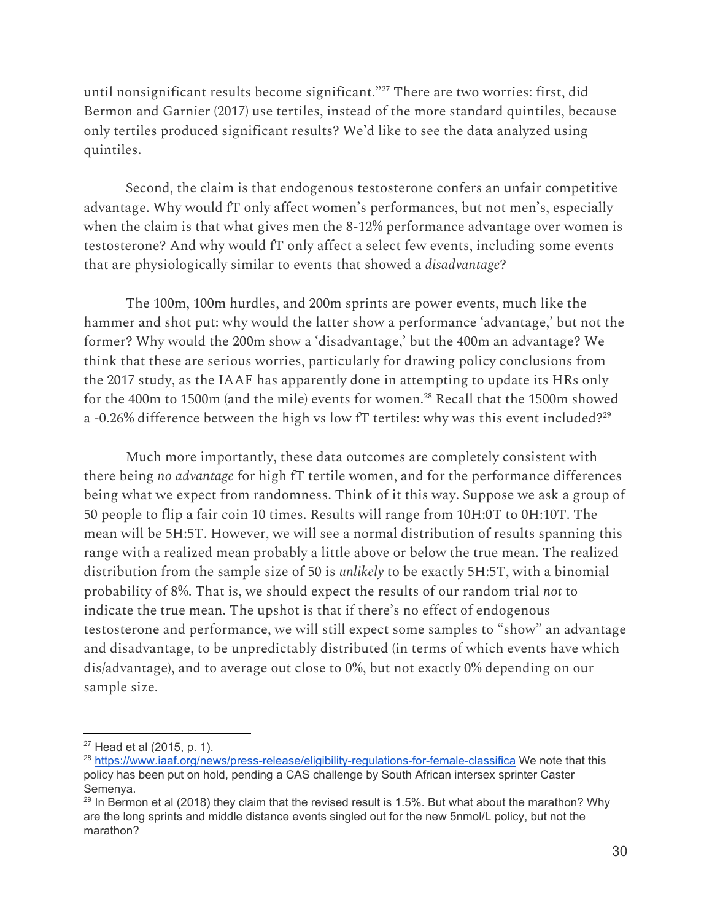until nonsignificant results become significant."[27] There are two worries: first, did Bermon and Garnier (2017) use tertiles, instead of the more standard quintiles, because only tertiles produced significant results? We'd like to see the data analyzed using quintiles.

Second, the claim is that endogenous testosterone confers an unfair competitive advantage. Why would fT only affect women's performances, but not men's, especially when the claim is that what gives men the 8-12% performance advantage over women is testosterone? And why would fT only affect a select few events, including some events that are physiologically similar to events that showed a *disadvantage*?

The 100m, 100m hurdles, and 200m sprints are power events, much like the hammer and shot put: why would the latter show a performance 'advantage,' but not the former? Why would the 200m show a 'disadvantage,' but the 400m an advantage? We think that these are serious worries, particularly for drawing policy conclusions from the 2017 study, as the IAAF has apparently done in attempting to update its HRs only for the 400m to 1500m (and the mile) events for women.[28] Recall that the 1500m showed a -0.26% difference between the high vs low fT tertiles: why was this event included?[29]

Much more importantly, these data outcomes are completely consistent with there being *no advantage* for high fT tertile women, and for the performance differences being what we expect from randomness. Think of it this way. Suppose we ask a group of 50 people to flip a fair coin 10 times. Results will range from 10H:0T to 0H:10T. The mean will be 5H:5T. However, we will see a normal distribution of results spanning this range with a realized mean probably a little above or below the true mean. The realized distribution from the sample size of 50 is *unlikely* to be exactly 5H:5T, with a binomial probability of 8%. That is, we should expect the results of our random trial *not* to indicate the true mean. The upshot is that if there's no effect of endogenous testosterone and performance, we will still expect some samples to "show" an advantage and disadvantage, to be unpredictably distributed (in terms of which events have which dis/advantage), and to average out close to 0%, but not exactly 0% depending on our sample size.

---

[27] Head et al (2015, p. 1).

[28] https://www.iaaf.org/news/press-release/eligibility-regulations-for-female-classifica We note that this policy has been put on hold, pending a CAS challenge by South African intersex sprinter Caster Semenya.

[29] In Bermon et al (2018) they claim that the revised result is 1.5%. But what about the marathon? Why are the long sprints and middle distance events singled out for the new 5nmol/L policy, but not the marathon?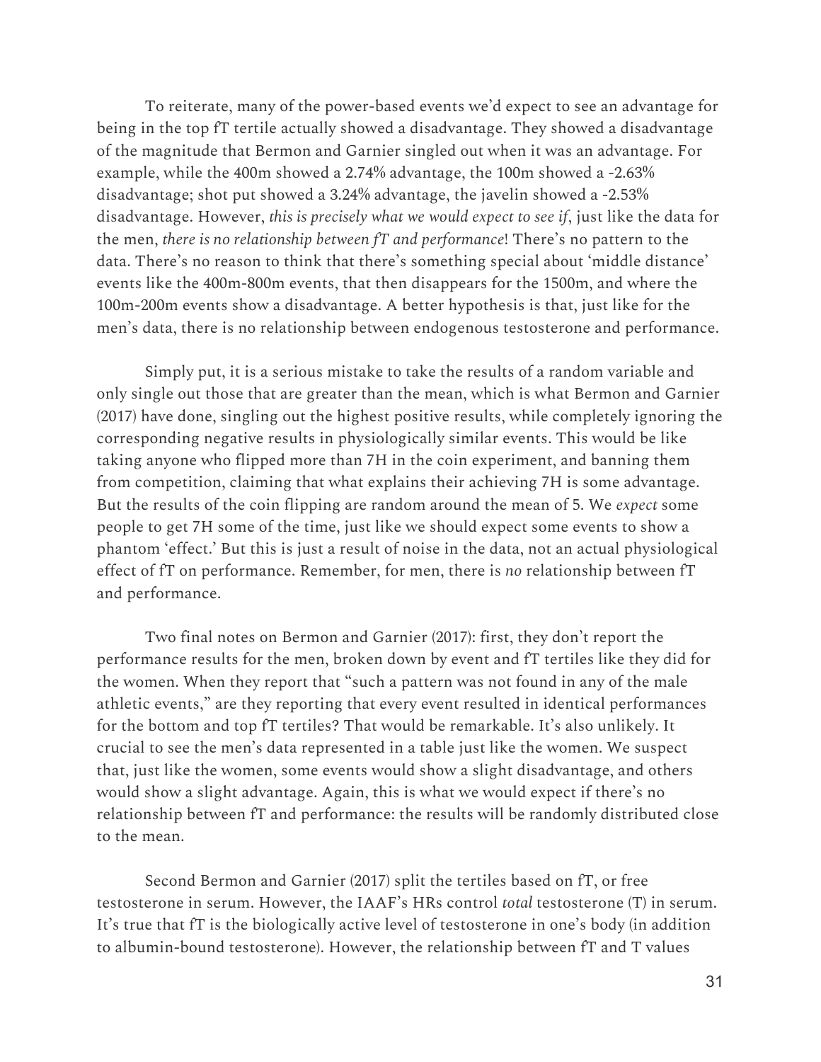To reiterate, many of the power-based events we'd expect to see an advantage for being in the top fT tertile actually showed a disadvantage. They showed a disadvantage of the magnitude that Bermon and Garnier singled out when it was an advantage. For example, while the 400m showed a 2.74% advantage, the 100m showed a -2.63% disadvantage; shot put showed a 3.24% advantage, the javelin showed a -2.53% disadvantage. However, *this is precisely what we would expect to see if*, just like the data for the men, *there is no relationship between fT and performance*! There's no pattern to the data. There's no reason to think that there's something special about 'middle distance' events like the 400m-800m events, that then disappears for the 1500m, and where the 100m-200m events show a disadvantage. A better hypothesis is that, just like for the men's data, there is no relationship between endogenous testosterone and performance.

Simply put, it is a serious mistake to take the results of a random variable and only single out those that are greater than the mean, which is what Bermon and Garnier (2017) have done, singling out the highest positive results, while completely ignoring the corresponding negative results in physiologically similar events. This would be like taking anyone who flipped more than 7H in the coin experiment, and banning them from competition, claiming that what explains their achieving 7H is some advantage. But the results of the coin flipping are random around the mean of 5. We *expect* some people to get 7H some of the time, just like we should expect some events to show a phantom 'effect.' But this is just a result of noise in the data, not an actual physiological effect of fT on performance. Remember, for men, there is *no* relationship between fT and performance.

Two final notes on Bermon and Garnier (2017): first, they don't report the performance results for the men, broken down by event and fT tertiles like they did for the women. When they report that "such a pattern was not found in any of the male athletic events," are they reporting that every event resulted in identical performances for the bottom and top fT tertiles? That would be remarkable. It's also unlikely. It crucial to see the men's data represented in a table just like the women. We suspect that, just like the women, some events would show a slight disadvantage, and others would show a slight advantage. Again, this is what we would expect if there's no relationship between fT and performance: the results will be randomly distributed close to the mean.

Second Bermon and Garnier (2017) split the tertiles based on fT, or free testosterone in serum. However, the IAAF's HRs control *total* testosterone (T) in serum. It's true that fT is the biologically active level of testosterone in one's body (in addition to albumin-bound testosterone). However, the relationship between fT and T values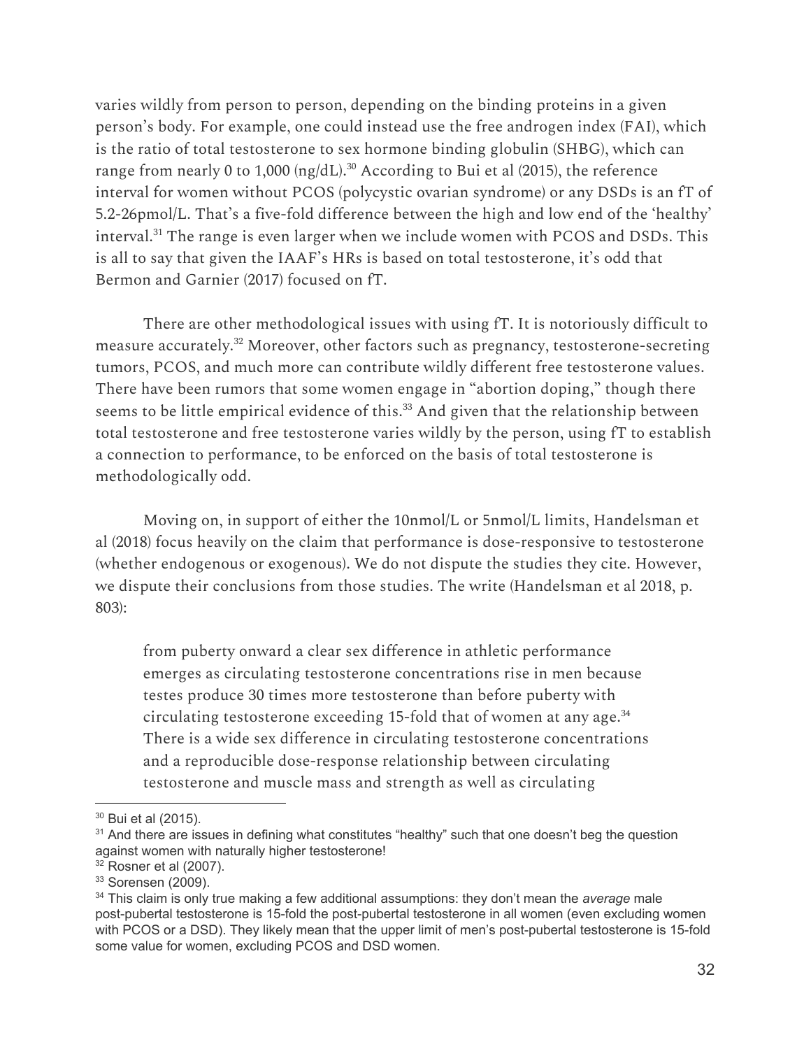varies wildly from person to person, depending on the binding proteins in a given person's body. For example, one could instead use the free androgen index (FAI), which is the ratio of total testosterone to sex hormone binding globulin (SHBG), which can range from nearly 0 to 1,000 (ng/dL).[30] According to Bui et al (2015), the reference interval for women without PCOS (polycystic ovarian syndrome) or any DSDs is an fT of 5.2-26pmol/L. That's a five-fold difference between the high and low end of the 'healthy' interval.[31] The range is even larger when we include women with PCOS and DSDs. This is all to say that given the IAAF's HRs is based on total testosterone, it's odd that Bermon and Garnier (2017) focused on fT.

There are other methodological issues with using fT. It is notoriously difficult to measure accurately.[32] Moreover, other factors such as pregnancy, testosterone-secreting tumors, PCOS, and much more can contribute wildly different free testosterone values. There have been rumors that some women engage in "abortion doping," though there seems to be little empirical evidence of this.[33] And given that the relationship between total testosterone and free testosterone varies wildly by the person, using fT to establish a connection to performance, to be enforced on the basis of total testosterone is methodologically odd.

Moving on, in support of either the 10nmol/L or 5nmol/L limits, Handelsman et al (2018) focus heavily on the claim that performance is dose-responsive to testosterone (whether endogenous or exogenous). We do not dispute the studies they cite. However, we dispute their conclusions from those studies. The write (Handelsman et al 2018, p. 803):

> from puberty onward a clear sex difference in athletic performance emerges as circulating testosterone concentrations rise in men because testes produce 30 times more testosterone than before puberty with circulating testosterone exceeding 15-fold that of women at any age.[34] There is a wide sex difference in circulating testosterone concentrations and a reproducible dose-response relationship between circulating testosterone and muscle mass and strength as well as circulating

---

[30] Bui et al (2015).

[31] And there are issues in defining what constitutes "healthy" such that one doesn't beg the question against women with naturally higher testosterone!

[32] Rosner et al (2007).

[33] Sorensen (2009).

[34] This claim is only true making a few additional assumptions: they don't mean the *average* male post-pubertal testosterone is 15-fold the post-pubertal testosterone in all women (even excluding women with PCOS or a DSD). They likely mean that the upper limit of men's post-pubertal testosterone is 15-fold some value for women, excluding PCOS and DSD women.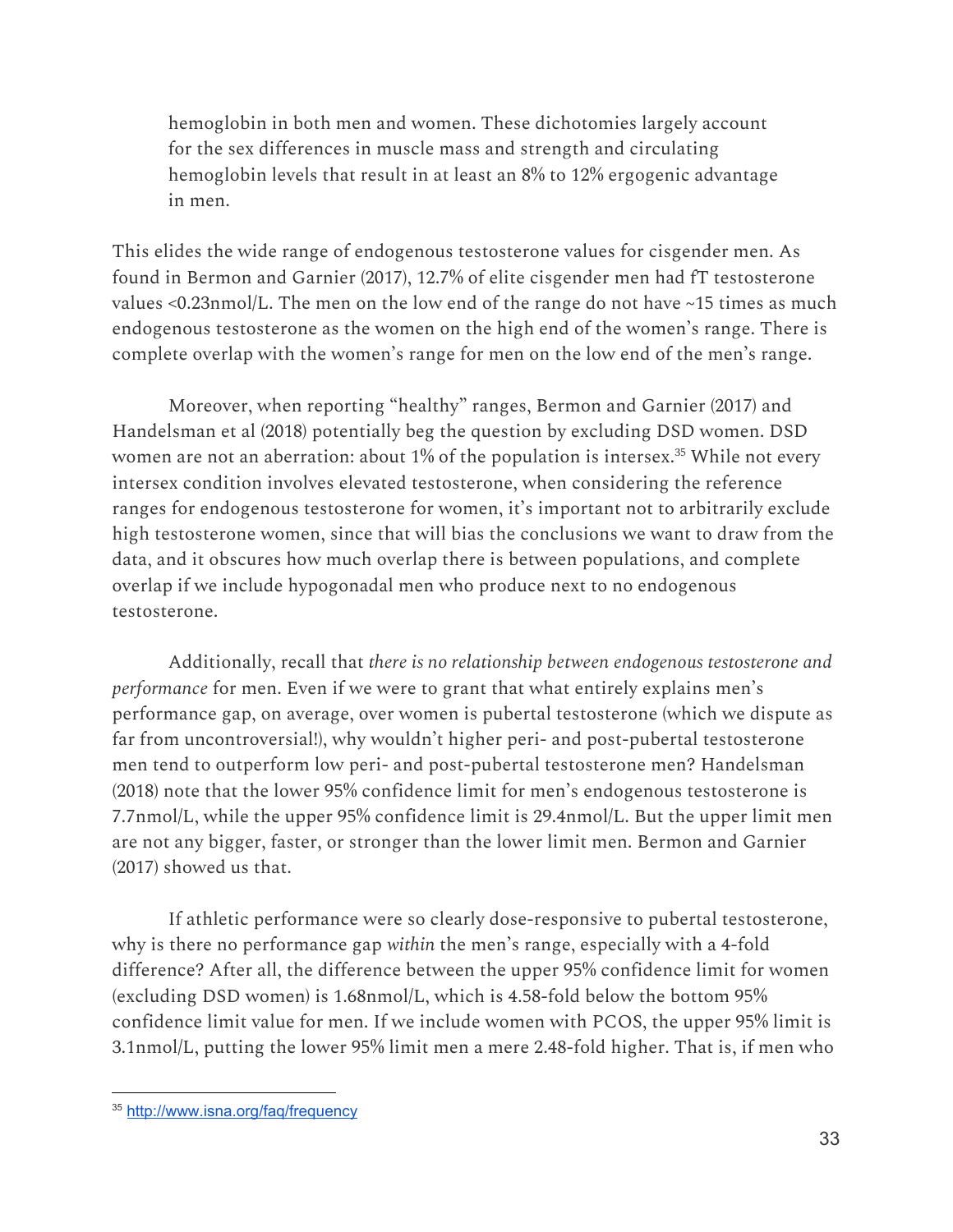hemoglobin in both men and women. These dichotomies largely account for the sex differences in muscle mass and strength and circulating hemoglobin levels that result in at least an 8% to 12% ergogenic advantage in men.

This elides the wide range of endogenous testosterone values for cisgender men. As found in Bermon and Garnier (2017), 12.7% of elite cisgender men had fT testosterone values <0.23nmol/L. The men on the low end of the range do not have ~15 times as much endogenous testosterone as the women on the high end of the women's range. There is complete overlap with the women's range for men on the low end of the men's range.

Moreover, when reporting "healthy" ranges, Bermon and Garnier (2017) and Handelsman et al (2018) potentially beg the question by excluding DSD women. DSD women are not an aberration: about 1% of the population is intersex.[35] While not every intersex condition involves elevated testosterone, when considering the reference ranges for endogenous testosterone for women, it's important not to arbitrarily exclude high testosterone women, since that will bias the conclusions we want to draw from the data, and it obscures how much overlap there is between populations, and complete overlap if we include hypogonadal men who produce next to no endogenous testosterone.

Additionally, recall that *there is no relationship between endogenous testosterone and performance* for men. Even if we were to grant that what entirely explains men's performance gap, on average, over women is pubertal testosterone (which we dispute as far from uncontroversial!), why wouldn't higher peri- and post-pubertal testosterone men tend to outperform low peri- and post-pubertal testosterone men? Handelsman (2018) note that the lower 95% confidence limit for men's endogenous testosterone is 7.7nmol/L, while the upper 95% confidence limit is 29.4nmol/L. But the upper limit men are not any bigger, faster, or stronger than the lower limit men. Bermon and Garnier (2017) showed us that.

If athletic performance were so clearly dose-responsive to pubertal testosterone, why is there no performance gap *within* the men's range, especially with a 4-fold difference? After all, the difference between the upper 95% confidence limit for women (excluding DSD women) is 1.68nmol/L, which is 4.58-fold below the bottom 95% confidence limit value for men. If we include women with PCOS, the upper 95% limit is 3.1nmol/L, putting the lower 95% limit men a mere 2.48-fold higher. That is, if men who

---

[35] http://www.isna.org/faq/frequency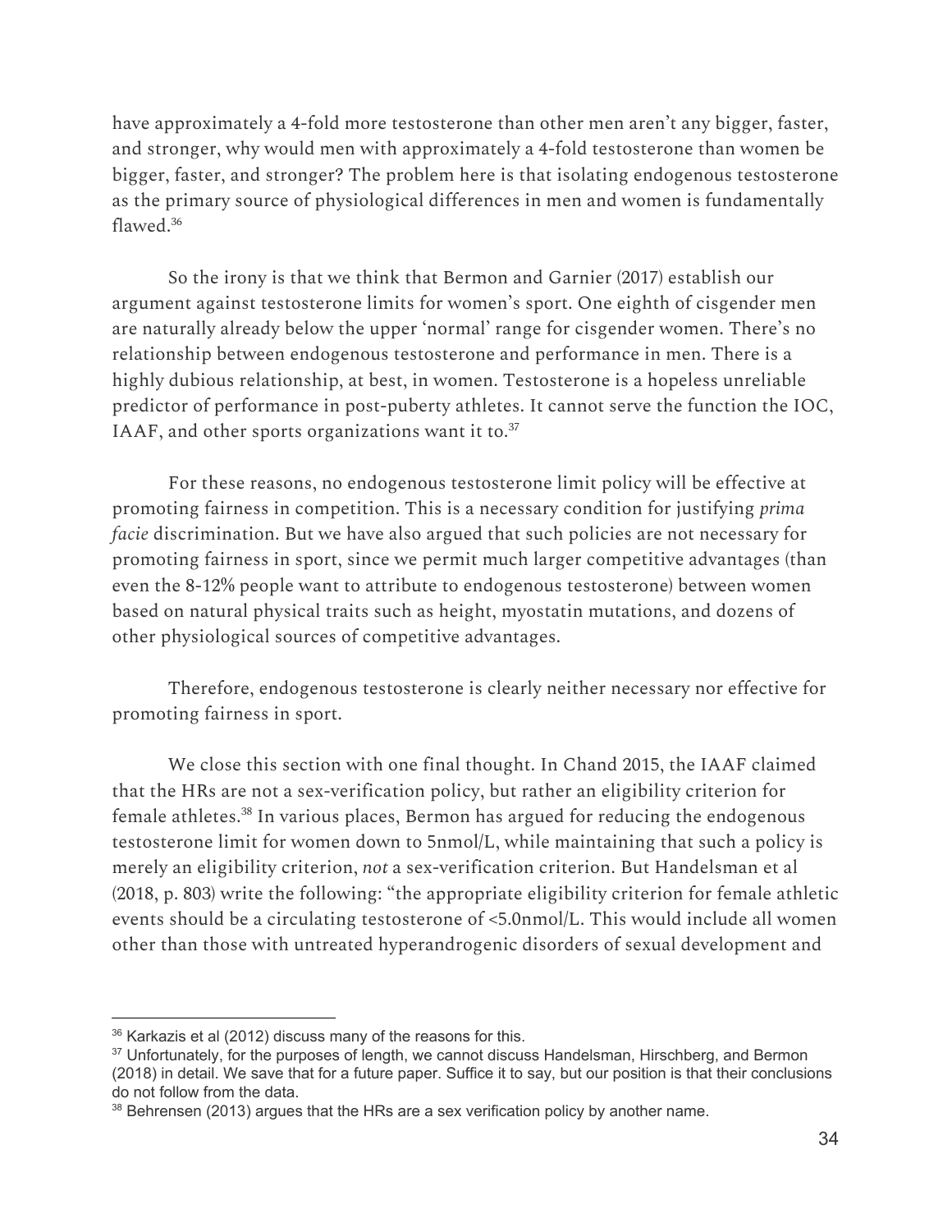have approximately a 4-fold more testosterone than other men aren't any bigger, faster, and stronger, why would men with approximately a 4-fold testosterone than women be bigger, faster, and stronger? The problem here is that isolating endogenous testosterone as the primary source of physiological differences in men and women is fundamentally flawed.[36]

So the irony is that we think that Bermon and Garnier (2017) establish our argument against testosterone limits for women's sport. One eighth of cisgender men are naturally already below the upper 'normal' range for cisgender women. There's no relationship between endogenous testosterone and performance in men. There is a highly dubious relationship, at best, in women. Testosterone is a hopeless unreliable predictor of performance in post-puberty athletes. It cannot serve the function the IOC, IAAF, and other sports organizations want it to.[37]

For these reasons, no endogenous testosterone limit policy will be effective at promoting fairness in competition. This is a necessary condition for justifying *prima facie* discrimination. But we have also argued that such policies are not necessary for promoting fairness in sport, since we permit much larger competitive advantages (than even the 8-12% people want to attribute to endogenous testosterone) between women based on natural physical traits such as height, myostatin mutations, and dozens of other physiological sources of competitive advantages.

Therefore, endogenous testosterone is clearly neither necessary nor effective for promoting fairness in sport.

We close this section with one final thought. In Chand 2015, the IAAF claimed that the HRs are not a sex-verification policy, but rather an eligibility criterion for female athletes.[38] In various places, Bermon has argued for reducing the endogenous testosterone limit for women down to 5nmol/L, while maintaining that such a policy is merely an eligibility criterion, *not* a sex-verification criterion. But Handelsman et al (2018, p. 803) write the following: "the appropriate eligibility criterion for female athletic events should be a circulating testosterone of <5.0nmol/L. This would include all women other than those with untreated hyperandrogenic disorders of sexual development and

---

[36] Karkazis et al (2012) discuss many of the reasons for this.

[37] Unfortunately, for the purposes of length, we cannot discuss Handelsman, Hirschberg, and Bermon (2018) in detail. We save that for a future paper. Suffice it to say, but our position is that their conclusions do not follow from the data.

[38] Behrensen (2013) argues that the HRs are a sex verification policy by another name.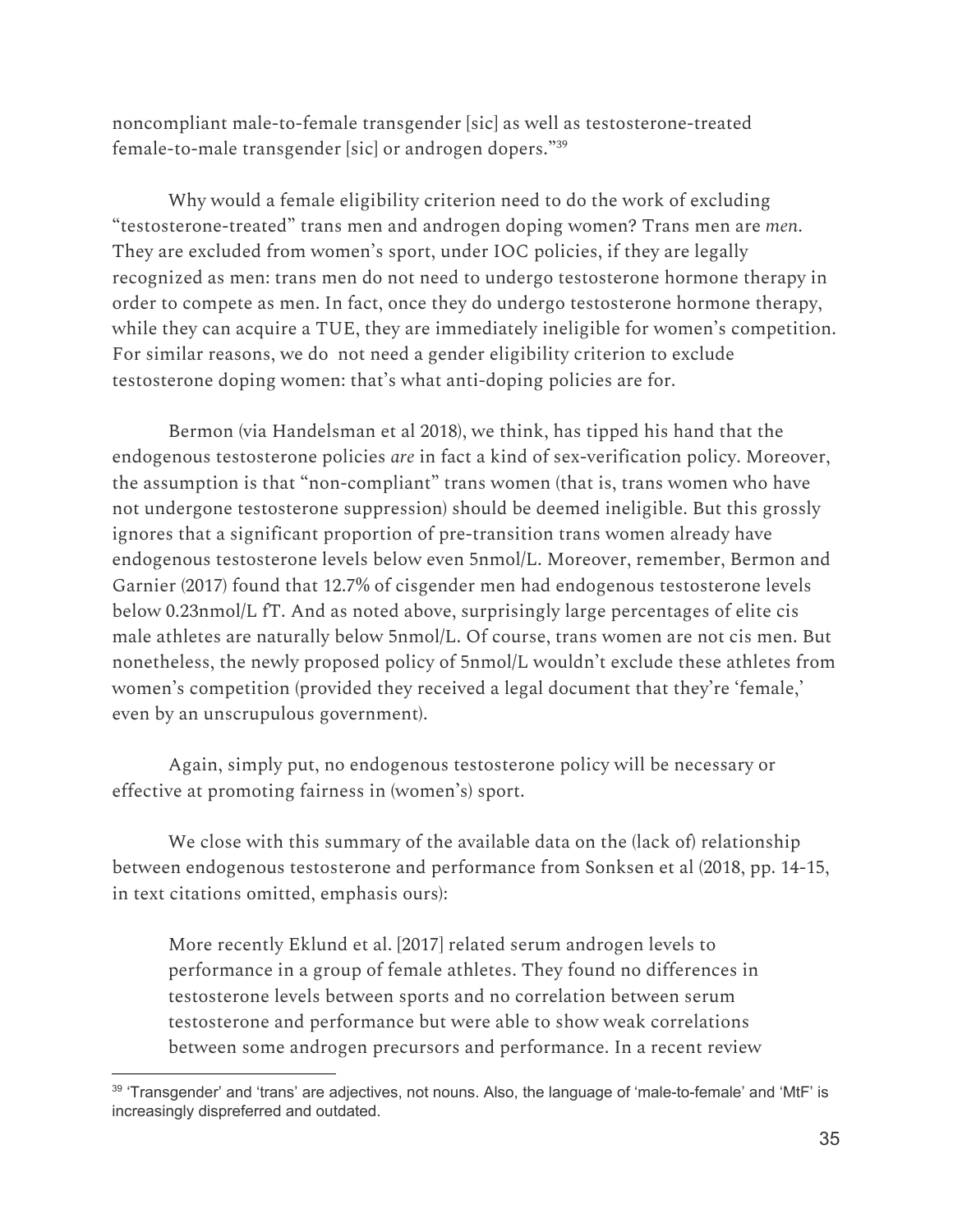noncompliant male-to-female transgender [sic] as well as testosterone-treated female-to-male transgender [sic] or androgen dopers."[39]

Why would a female eligibility criterion need to do the work of excluding "testosterone-treated" trans men and androgen doping women? Trans men are *men*. They are excluded from women's sport, under IOC policies, if they are legally recognized as men: trans men do not need to undergo testosterone hormone therapy in order to compete as men. In fact, once they do undergo testosterone hormone therapy, while they can acquire a TUE, they are immediately ineligible for women's competition. For similar reasons, we do not need a gender eligibility criterion to exclude testosterone doping women: that's what anti-doping policies are for.

Bermon (via Handelsman et al 2018), we think, has tipped his hand that the endogenous testosterone policies *are* in fact a kind of sex-verification policy. Moreover, the assumption is that "non-compliant" trans women (that is, trans women who have not undergone testosterone suppression) should be deemed ineligible. But this grossly ignores that a significant proportion of pre-transition trans women already have endogenous testosterone levels below even 5nmol/L. Moreover, remember, Bermon and Garnier (2017) found that 12.7% of cisgender men had endogenous testosterone levels below 0.23nmol/L fT. And as noted above, surprisingly large percentages of elite cis male athletes are naturally below 5nmol/L. Of course, trans women are not cis men. But nonetheless, the newly proposed policy of 5nmol/L wouldn't exclude these athletes from women's competition (provided they received a legal document that they're 'female,' even by an unscrupulous government).

Again, simply put, no endogenous testosterone policy will be necessary or effective at promoting fairness in (women's) sport.

We close with this summary of the available data on the (lack of) relationship between endogenous testosterone and performance from Sonksen et al (2018, pp. 14-15, in text citations omitted, emphasis ours):

> More recently Eklund et al. [2017] related serum androgen levels to performance in a group of female athletes. They found no differences in testosterone levels between sports and no correlation between serum testosterone and performance but were able to show weak correlations between some androgen precursors and performance. In a recent review

---

[39] 'Transgender' and 'trans' are adjectives, not nouns. Also, the language of 'male-to-female' and 'MtF' is increasingly dispreferred and outdated.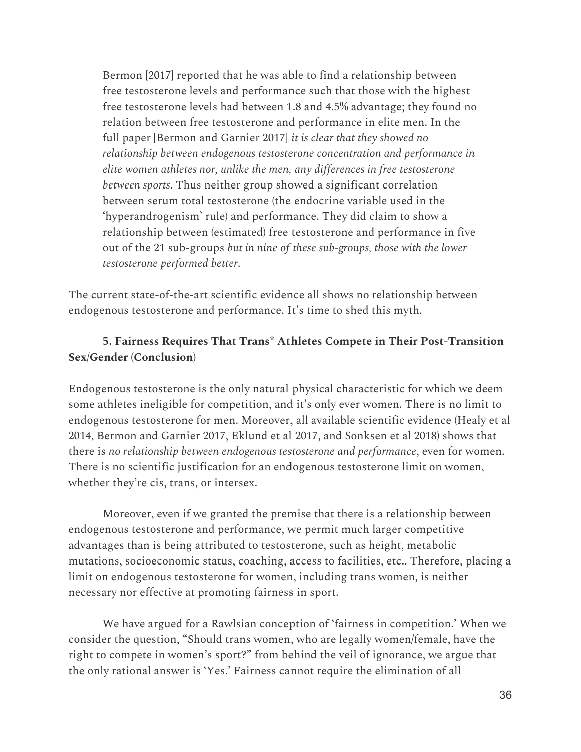> Bermon [2017] reported that he was able to find a relationship between free testosterone levels and performance such that those with the highest free testosterone levels had between 1.8 and 4.5% advantage; they found no relation between free testosterone and performance in elite men. In the full paper [Bermon and Garnier 2017] *it is clear that they showed no relationship between endogenous testosterone concentration and performance in elite women athletes nor, unlike the men, any differences in free testosterone between sports*. Thus neither group showed a significant correlation between serum total testosterone (the endocrine variable used in the 'hyperandrogenism' rule) and performance. They did claim to show a relationship between (estimated) free testosterone and performance in five out of the 21 sub-groups *but in nine of these sub-groups, those with the lower testosterone performed better*.

The current state-of-the-art scientific evidence all shows no relationship between endogenous testosterone and performance. It's time to shed this myth.

### 5. Fairness Requires That Trans* Athletes Compete in Their Post-Transition Sex/Gender (Conclusion)

Endogenous testosterone is the only natural physical characteristic for which we deem some athletes ineligible for competition, and it's only ever women. There is no limit to endogenous testosterone for men. Moreover, all available scientific evidence (Healy et al 2014, Bermon and Garnier 2017, Eklund et al 2017, and Sonksen et al 2018) shows that there is *no relationship between endogenous testosterone and performance*, even for women. There is no scientific justification for an endogenous testosterone limit on women, whether they're cis, trans, or intersex.

Moreover, even if we granted the premise that there is a relationship between endogenous testosterone and performance, we permit much larger competitive advantages than is being attributed to testosterone, such as height, metabolic mutations, socioeconomic status, coaching, access to facilities, etc.. Therefore, placing a limit on endogenous testosterone for women, including trans women, is neither necessary nor effective at promoting fairness in sport.

We have argued for a Rawlsian conception of 'fairness in competition.' When we consider the question, "Should trans women, who are legally women/female, have the right to compete in women's sport?" from behind the veil of ignorance, we argue that the only rational answer is 'Yes.' Fairness cannot require the elimination of all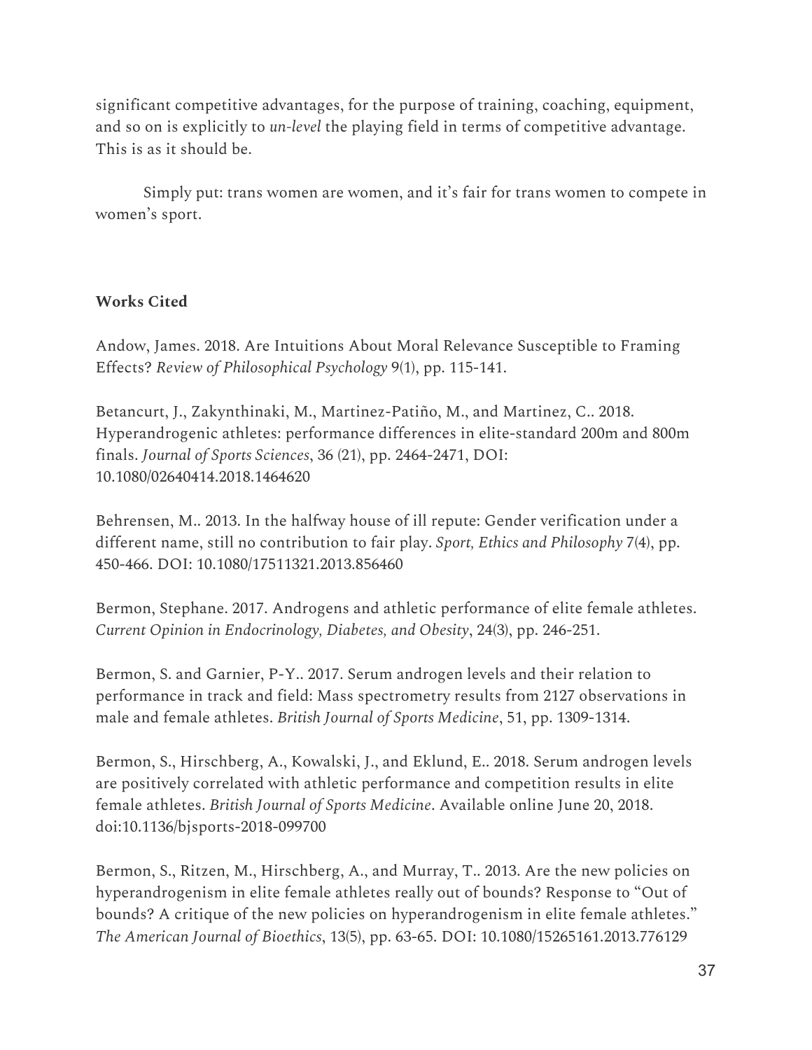significant competitive advantages, for the purpose of training, coaching, equipment, and so on is explicitly to *un-level* the playing field in terms of competitive advantage. This is as it should be.

Simply put: trans women are women, and it's fair for trans women to compete in women's sport.

**Works Cited**

Andow, James. 2018. Are Intuitions About Moral Relevance Susceptible to Framing Effects? *Review of Philosophical Psychology* 9(1), pp. 115-141.

Betancurt, J., Zakynthinaki, M., Martinez-Patiño, M., and Martinez, C.. 2018. Hyperandrogenic athletes: performance differences in elite-standard 200m and 800m finals. *Journal of Sports Sciences*, 36 (21), pp. 2464-2471, DOI: 10.1080/02640414.2018.1464620

Behrensen, M.. 2013. In the halfway house of ill repute: Gender verification under a different name, still no contribution to fair play. *Sport, Ethics and Philosophy* 7(4), pp. 450-466. DOI: 10.1080/17511321.2013.856460

Bermon, Stephane. 2017. Androgens and athletic performance of elite female athletes. *Current Opinion in Endocrinology, Diabetes, and Obesity*, 24(3), pp. 246-251.

Bermon, S. and Garnier, P-Y.. 2017. Serum androgen levels and their relation to performance in track and field: Mass spectrometry results from 2127 observations in male and female athletes. *British Journal of Sports Medicine*, 51, pp. 1309-1314.

Bermon, S., Hirschberg, A., Kowalski, J., and Eklund, E.. 2018. Serum androgen levels are positively correlated with athletic performance and competition results in elite female athletes. *British Journal of Sports Medicine*. Available online June 20, 2018. doi:10.1136/bjsports-2018-099700

Bermon, S., Ritzen, M., Hirschberg, A., and Murray, T.. 2013. Are the new policies on hyperandrogenism in elite female athletes really out of bounds? Response to "Out of bounds? A critique of the new policies on hyperandrogenism in elite female athletes." *The American Journal of Bioethics*, 13(5), pp. 63-65. DOI: 10.1080/15265161.2013.776129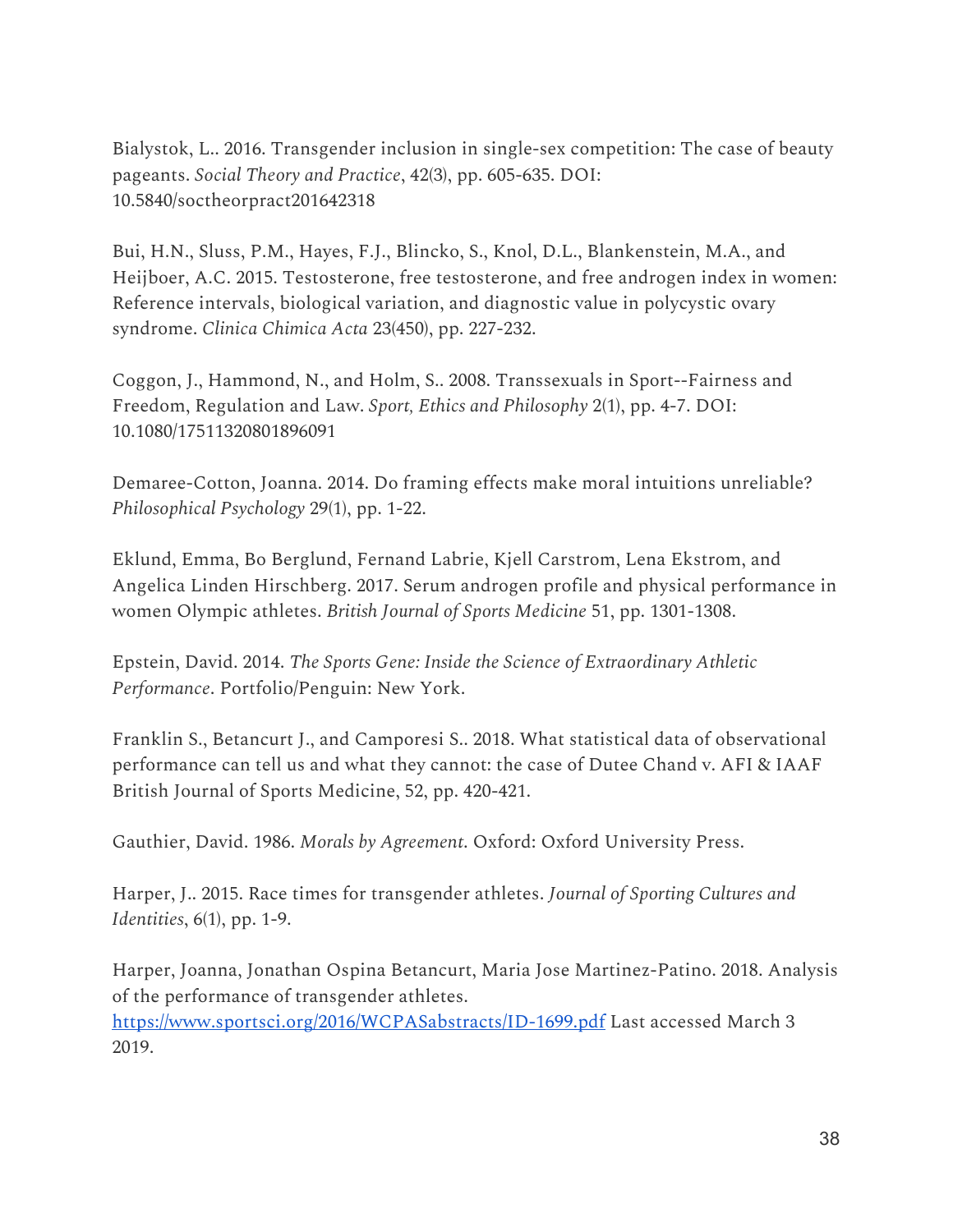Bialystok, L.. 2016. Transgender inclusion in single-sex competition: The case of beauty pageants. *Social Theory and Practice*, 42(3), pp. 605-635. DOI: 10.5840/soctheorpract201642318

Bui, H.N., Sluss, P.M., Hayes, F.J., Blincko, S., Knol, D.L., Blankenstein, M.A., and Heijboer, A.C. 2015. Testosterone, free testosterone, and free androgen index in women: Reference intervals, biological variation, and diagnostic value in polycystic ovary syndrome. *Clinica Chimica Acta* 23(450), pp. 227-232.

Coggon, J., Hammond, N., and Holm, S.. 2008. Transsexuals in Sport--Fairness and Freedom, Regulation and Law. *Sport, Ethics and Philosophy* 2(1), pp. 4-7. DOI: 10.1080/17511320801896091

Demaree-Cotton, Joanna. 2014. Do framing effects make moral intuitions unreliable? *Philosophical Psychology* 29(1), pp. 1-22.

Eklund, Emma, Bo Berglund, Fernand Labrie, Kjell Carstrom, Lena Ekstrom, and Angelica Linden Hirschberg. 2017. Serum androgen profile and physical performance in women Olympic athletes. *British Journal of Sports Medicine* 51, pp. 1301-1308.

Epstein, David. 2014. *The Sports Gene: Inside the Science of Extraordinary Athletic Performance*. Portfolio/Penguin: New York.

Franklin S., Betancurt J., and Camporesi S.. 2018. What statistical data of observational performance can tell us and what they cannot: the case of Dutee Chand v. AFI & IAAF British Journal of Sports Medicine, 52, pp. 420-421.

Gauthier, David. 1986. *Morals by Agreement*. Oxford: Oxford University Press.

Harper, J.. 2015. Race times for transgender athletes. *Journal of Sporting Cultures and Identities*, 6(1), pp. 1-9.

Harper, Joanna, Jonathan Ospina Betancurt, Maria Jose Martinez-Patino. 2018. Analysis of the performance of transgender athletes. https://www.sportsci.org/2016/WCPASabstracts/ID-1699.pdf Last accessed March 3 2019.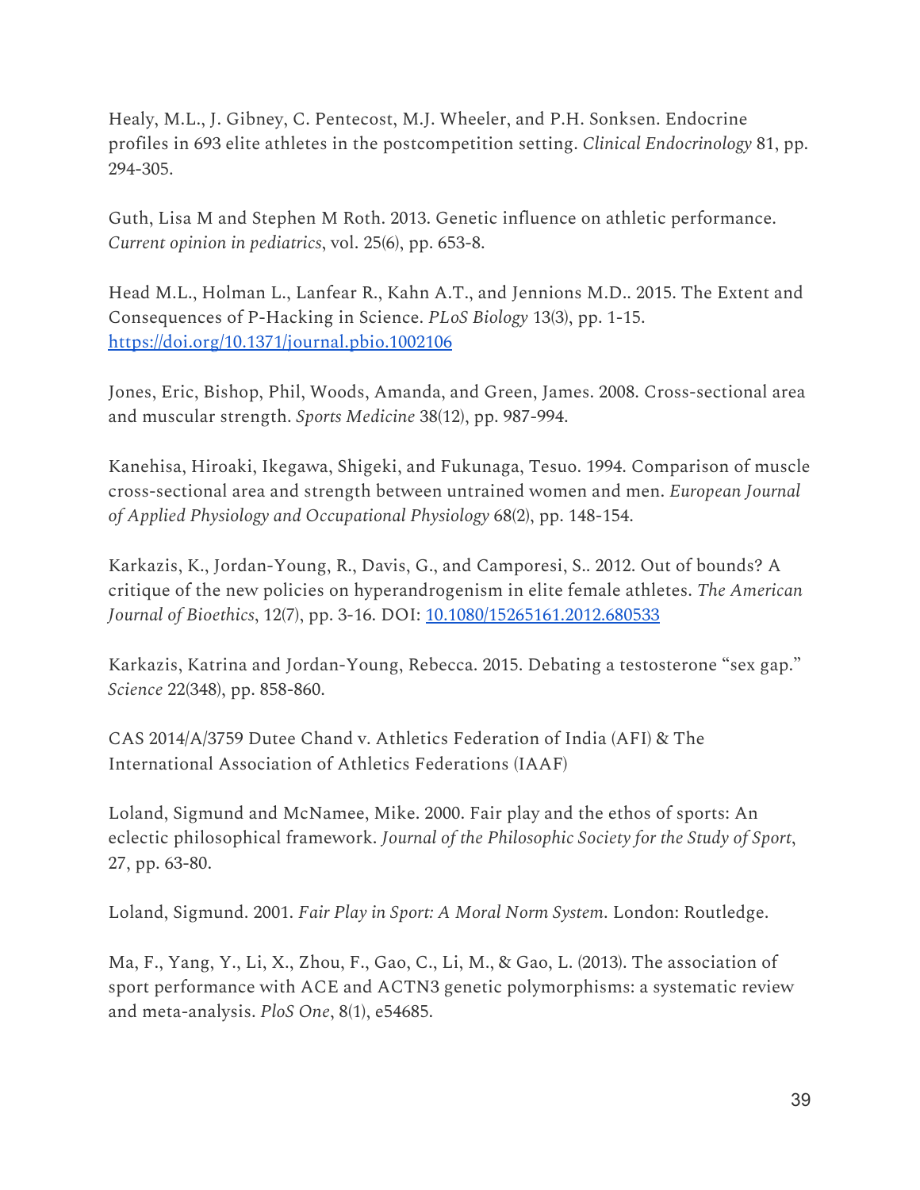Healy, M.L., J. Gibney, C. Pentecost, M.J. Wheeler, and P.H. Sonksen. Endocrine profiles in 693 elite athletes in the postcompetition setting. *Clinical Endocrinology* 81, pp. 294-305.

Guth, Lisa M and Stephen M Roth. 2013. Genetic influence on athletic performance. *Current opinion in pediatrics*, vol. 25(6), pp. 653-8.

Head M.L., Holman L., Lanfear R., Kahn A.T., and Jennions M.D.. 2015. The Extent and Consequences of P-Hacking in Science. *PLoS Biology* 13(3), pp. 1-15. [https://doi.org/10.1371/journal.pbio.1002106](https://doi.org/10.1371/journal.pbio.1002106)

Jones, Eric, Bishop, Phil, Woods, Amanda, and Green, James. 2008. Cross-sectional area and muscular strength. *Sports Medicine* 38(12), pp. 987-994.

Kanehisa, Hiroaki, Ikegawa, Shigeki, and Fukunaga, Tesuo. 1994. Comparison of muscle cross-sectional area and strength between untrained women and men. *European Journal of Applied Physiology and Occupational Physiology* 68(2), pp. 148-154.

Karkazis, K., Jordan-Young, R., Davis, G., and Camporesi, S.. 2012. Out of bounds? A critique of the new policies on hyperandrogenism in elite female athletes. *The American Journal of Bioethics*, 12(7), pp. 3-16. DOI: [10.1080/15265161.2012.680533](https://doi.org/10.1080/15265161.2012.680533)

Karkazis, Katrina and Jordan-Young, Rebecca. 2015. Debating a testosterone "sex gap." *Science* 22(348), pp. 858-860.

CAS 2014/A/3759 Dutee Chand v. Athletics Federation of India (AFI) & The International Association of Athletics Federations (IAAF)

Loland, Sigmund and McNamee, Mike. 2000. Fair play and the ethos of sports: An eclectic philosophical framework. *Journal of the Philosophic Society for the Study of Sport*, 27, pp. 63-80.

Loland, Sigmund. 2001. *Fair Play in Sport: A Moral Norm System.* London: Routledge.

Ma, F., Yang, Y., Li, X., Zhou, F., Gao, C., Li, M., & Gao, L. (2013). The association of sport performance with ACE and ACTN3 genetic polymorphisms: a systematic review and meta-analysis. *PloS One*, 8(1), e54685.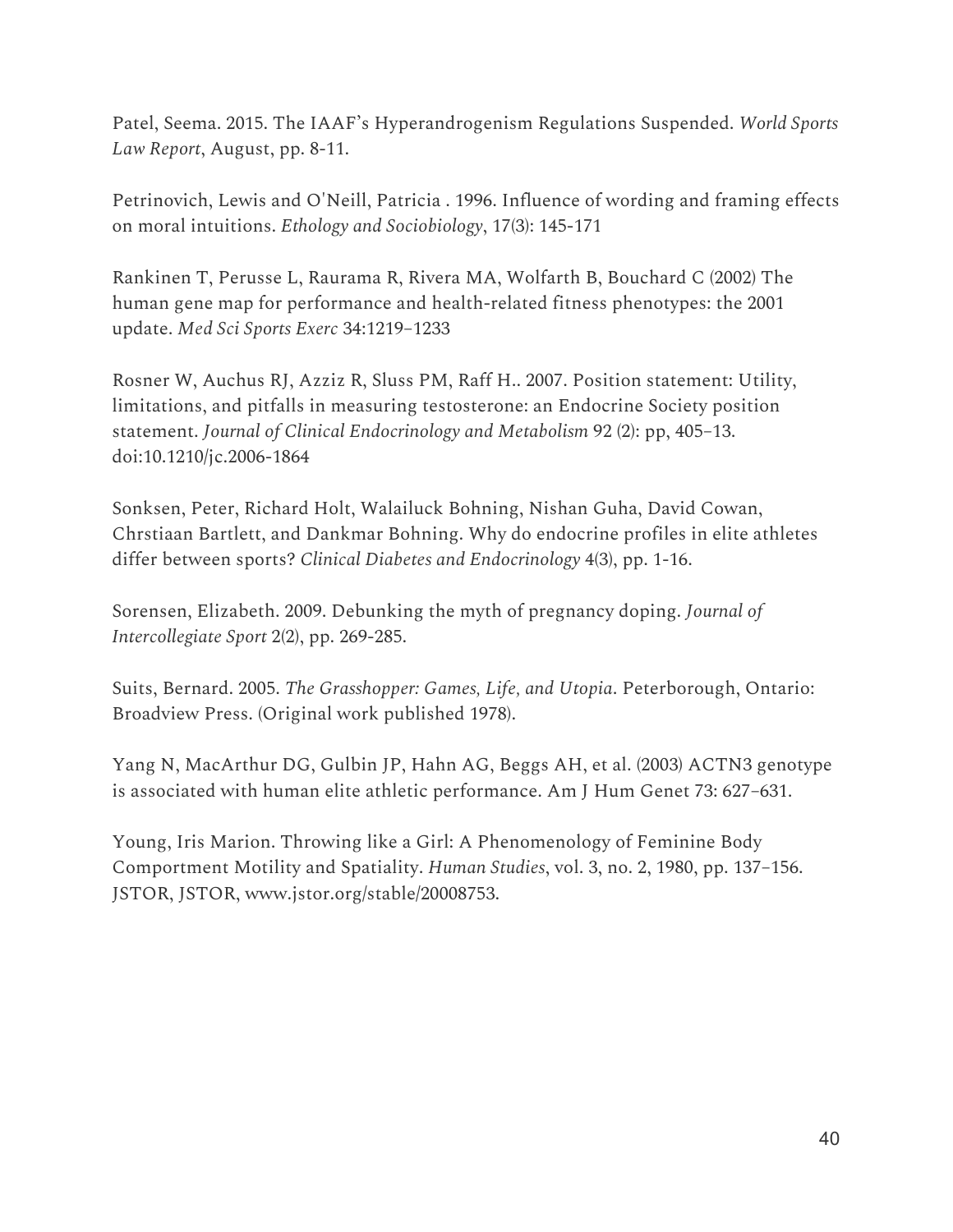Patel, Seema. 2015. The IAAF's Hyperandrogenism Regulations Suspended. *World Sports Law Report*, August, pp. 8-11.

Petrinovich, Lewis and O'Neill, Patricia . 1996. Influence of wording and framing effects on moral intuitions. *Ethology and Sociobiology*, 17(3): 145-171

Rankinen T, Perusse L, Raurama R, Rivera MA, Wolfarth B, Bouchard C (2002) The human gene map for performance and health-related fitness phenotypes: the 2001 update. *Med Sci Sports Exerc* 34:1219–1233

Rosner W, Auchus RJ, Azziz R, Sluss PM, Raff H.. 2007. Position statement: Utility, limitations, and pitfalls in measuring testosterone: an Endocrine Society position statement. *Journal of Clinical Endocrinology and Metabolism* 92 (2): pp, 405–13. doi:10.1210/jc.2006-1864

Sonksen, Peter, Richard Holt, Walailuck Bohning, Nishan Guha, David Cowan, Chrstiaan Bartlett, and Dankmar Bohning. Why do endocrine profiles in elite athletes differ between sports? *Clinical Diabetes and Endocrinology* 4(3), pp. 1-16.

Sorensen, Elizabeth. 2009. Debunking the myth of pregnancy doping. *Journal of Intercollegiate Sport* 2(2), pp. 269-285.

Suits, Bernard. 2005. *The Grasshopper: Games, Life, and Utopia*. Peterborough, Ontario: Broadview Press. (Original work published 1978).

Yang N, MacArthur DG, Gulbin JP, Hahn AG, Beggs AH, et al. (2003) ACTN3 genotype is associated with human elite athletic performance. Am J Hum Genet 73: 627–631.

Young, Iris Marion. Throwing like a Girl: A Phenomenology of Feminine Body Comportment Motility and Spatiality. *Human Studies*, vol. 3, no. 2, 1980, pp. 137–156. JSTOR, JSTOR, www.jstor.org/stable/20008753.